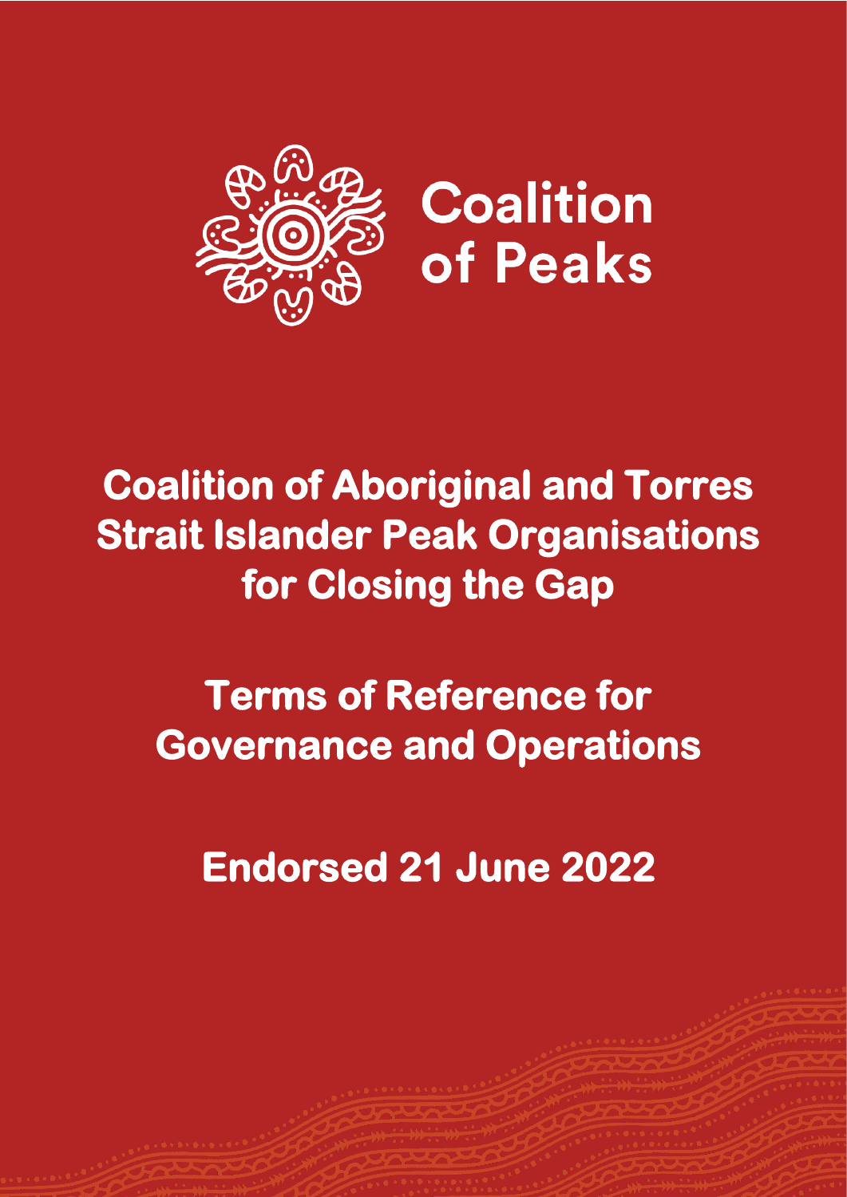Coalition of Peaks

# Coalition of Aboriginal and Torres Strait Islander Peak Organisations for Closing the Gap

## Terms of Reference for Governance and Operations

## Endorsed 21 June 2022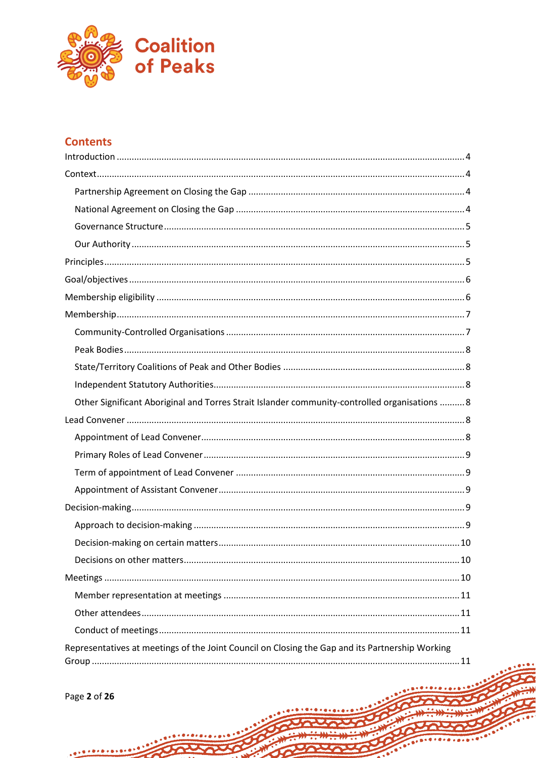## Contents

- Introduction ... 4
- Context ... 4
  - Partnership Agreement on Closing the Gap ... 4
  - National Agreement on Closing the Gap ... 4
  - Governance Structure ... 5
  - Our Authority ... 5
- Principles ... 5
- Goal/objectives ... 6
- Membership eligibility ... 6
- Membership ... 7
  - Community-Controlled Organisations ... 7
  - Peak Bodies ... 8
  - State/Territory Coalitions of Peak and Other Bodies ... 8
  - Independent Statutory Authorities ... 8
  - Other Significant Aboriginal and Torres Strait Islander community-controlled organisations ... 8
- Lead Convener ... 8
  - Appointment of Lead Convener ... 8
  - Primary Roles of Lead Convener ... 9
  - Term of appointment of Lead Convener ... 9
  - Appointment of Assistant Convener ... 9
- Decision-making ... 9
  - Approach to decision-making ... 9
  - Decision-making on certain matters ... 10
  - Decisions on other matters ... 10
- Meetings ... 10
  - Member representation at meetings ... 11
  - Other attendees ... 11
  - Conduct of meetings ... 11
- Representatives at meetings of the Joint Council on Closing the Gap and its Partnership Working Group ... 11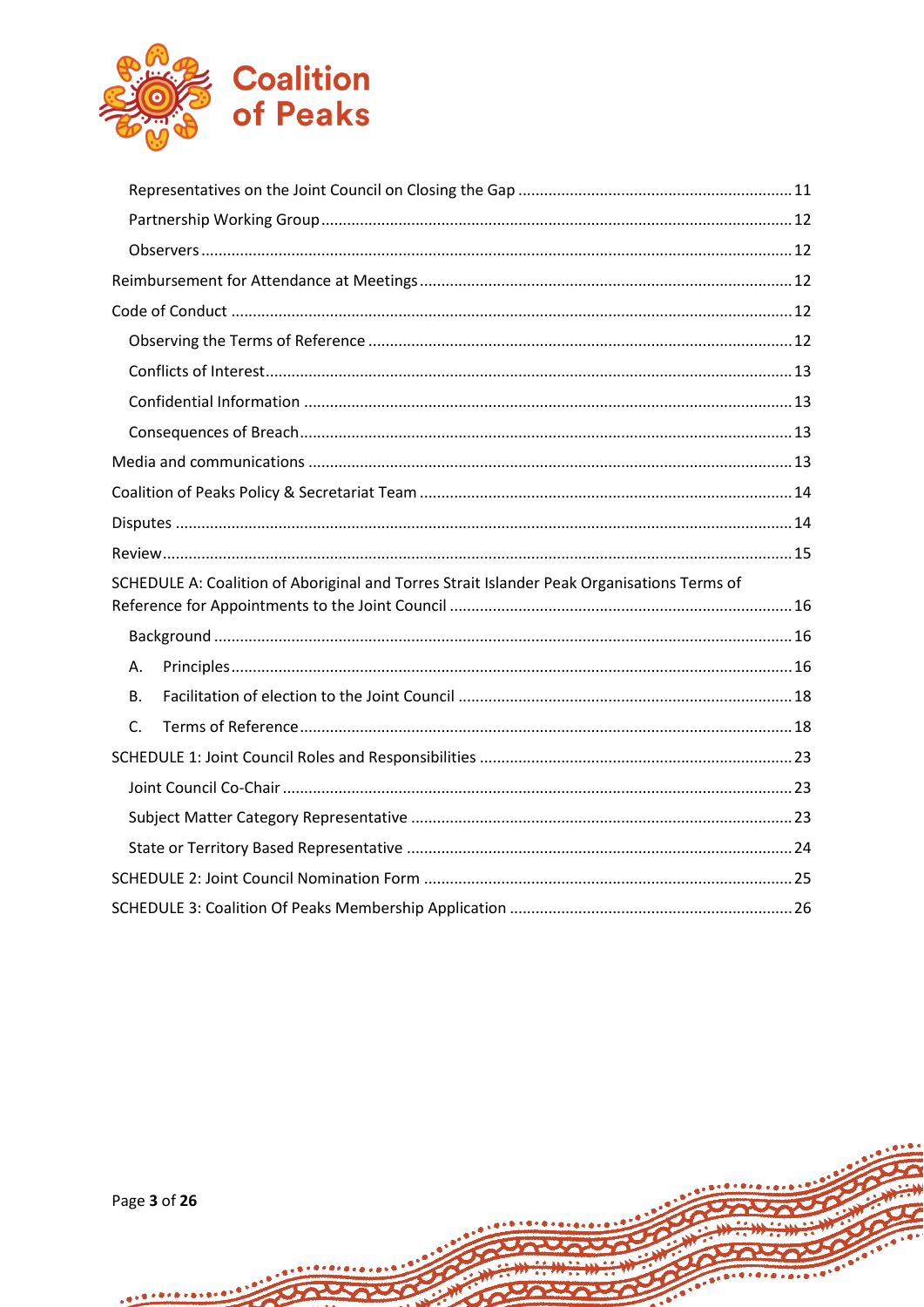- Representatives on the Joint Council on Closing the Gap ... 11
- Partnership Working Group ... 12
- Observers ... 12

Reimbursement for Attendance at Meetings ... 12

Code of Conduct ... 12

- Observing the Terms of Reference ... 12
- Conflicts of Interest ... 13
- Confidential Information ... 13
- Consequences of Breach ... 13

Media and communications ... 13

Coalition of Peaks Policy & Secretariat Team ... 14

Disputes ... 14

Review ... 15

SCHEDULE A: Coalition of Aboriginal and Torres Strait Islander Peak Organisations Terms of Reference for Appointments to the Joint Council ... 16

- Background ... 16
- A. Principles ... 16
- B. Facilitation of election to the Joint Council ... 18
- C. Terms of Reference ... 18

SCHEDULE 1: Joint Council Roles and Responsibilities ... 23

- Joint Council Co-Chair ... 23
- Subject Matter Category Representative ... 23
- State or Territory Based Representative ... 24

SCHEDULE 2: Joint Council Nomination Form ... 25

SCHEDULE 3: Coalition Of Peaks Membership Application ... 26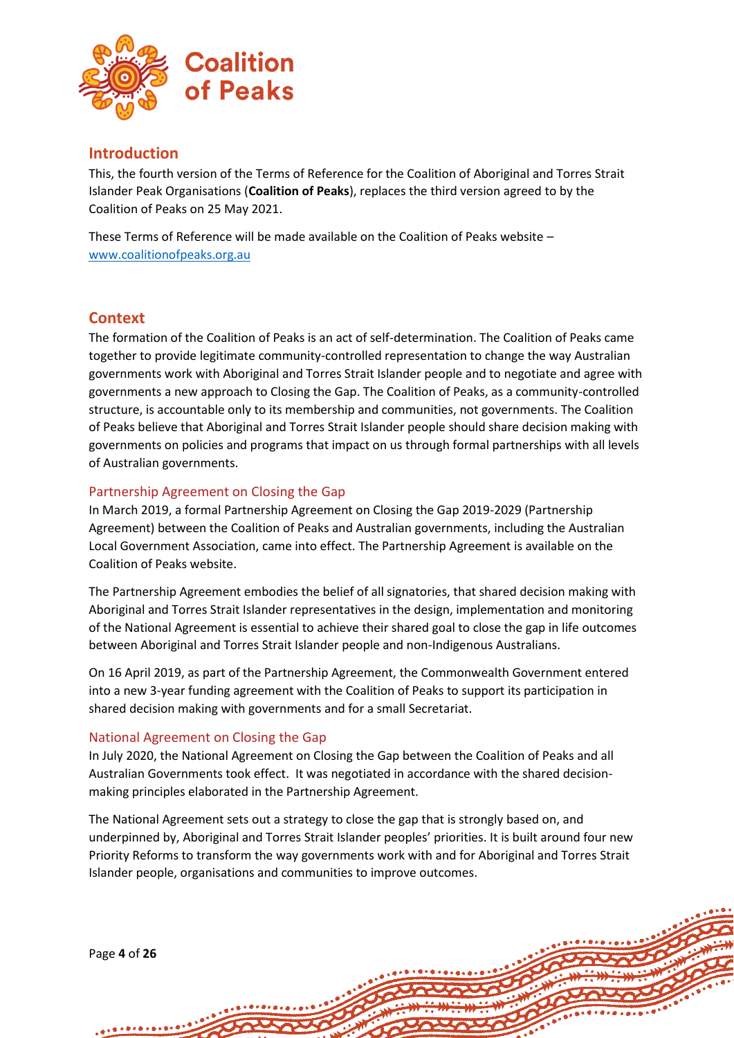## Introduction

This, the fourth version of the Terms of Reference for the Coalition of Aboriginal and Torres Strait Islander Peak Organisations (**Coalition of Peaks**), replaces the third version agreed to by the Coalition of Peaks on 25 May 2021.

These Terms of Reference will be made available on the Coalition of Peaks website – [www.coalitionofpeaks.org.au](www.coalitionofpeaks.org.au)

## Context

The formation of the Coalition of Peaks is an act of self-determination. The Coalition of Peaks came together to provide legitimate community-controlled representation to change the way Australian governments work with Aboriginal and Torres Strait Islander people and to negotiate and agree with governments a new approach to Closing the Gap. The Coalition of Peaks, as a community-controlled structure, is accountable only to its membership and communities, not governments. The Coalition of Peaks believe that Aboriginal and Torres Strait Islander people should share decision making with governments on policies and programs that impact on us through formal partnerships with all levels of Australian governments.

### Partnership Agreement on Closing the Gap

In March 2019, a formal Partnership Agreement on Closing the Gap 2019-2029 (Partnership Agreement) between the Coalition of Peaks and Australian governments, including the Australian Local Government Association, came into effect. The Partnership Agreement is available on the Coalition of Peaks website.

The Partnership Agreement embodies the belief of all signatories, that shared decision making with Aboriginal and Torres Strait Islander representatives in the design, implementation and monitoring of the National Agreement is essential to achieve their shared goal to close the gap in life outcomes between Aboriginal and Torres Strait Islander people and non-Indigenous Australians.

On 16 April 2019, as part of the Partnership Agreement, the Commonwealth Government entered into a new 3-year funding agreement with the Coalition of Peaks to support its participation in shared decision making with governments and for a small Secretariat.

### National Agreement on Closing the Gap

In July 2020, the National Agreement on Closing the Gap between the Coalition of Peaks and all Australian Governments took effect. It was negotiated in accordance with the shared decision-making principles elaborated in the Partnership Agreement.

The National Agreement sets out a strategy to close the gap that is strongly based on, and underpinned by, Aboriginal and Torres Strait Islander peoples' priorities. It is built around four new Priority Reforms to transform the way governments work with and for Aboriginal and Torres Strait Islander people, organisations and communities to improve outcomes.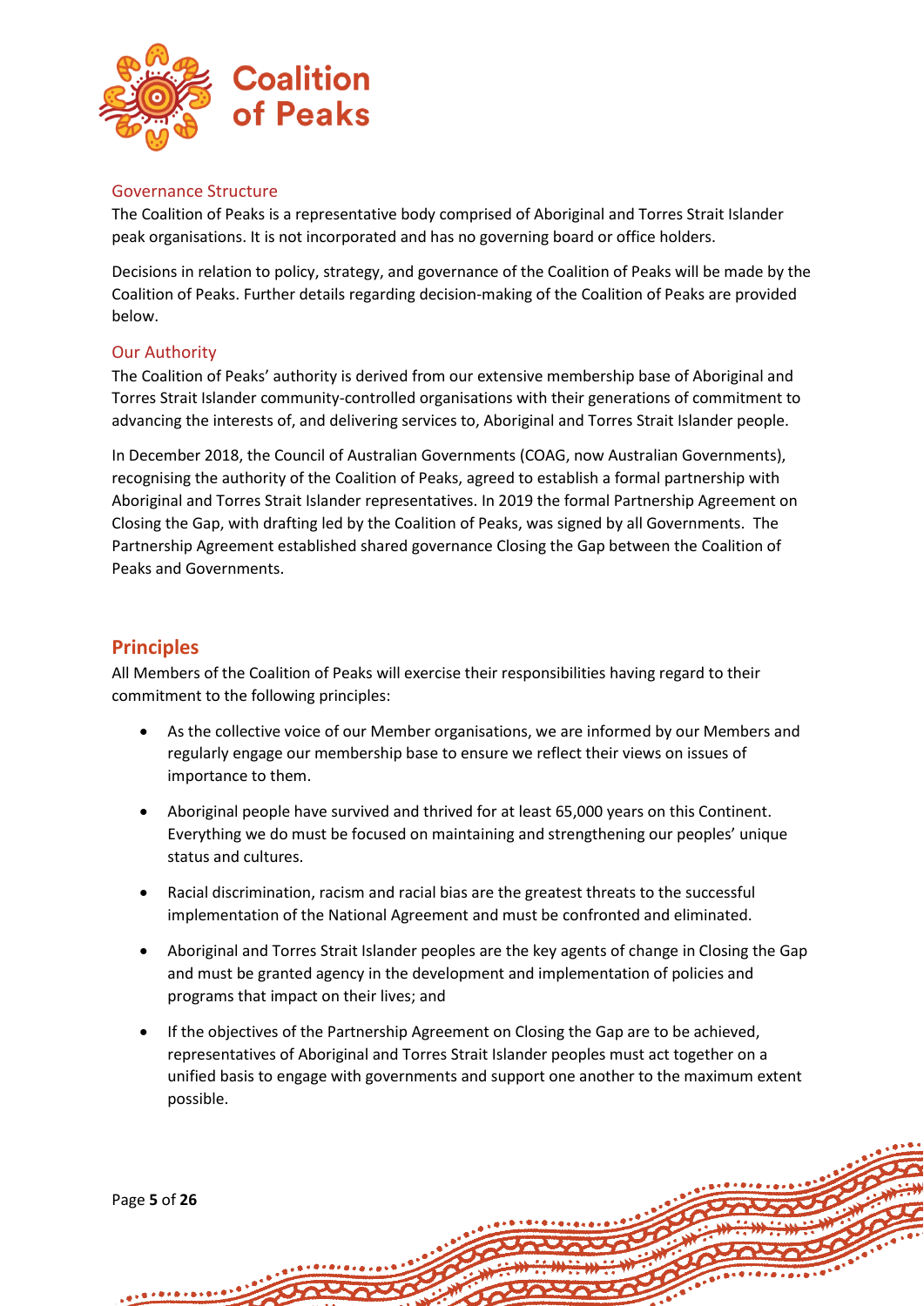### Governance Structure

The Coalition of Peaks is a representative body comprised of Aboriginal and Torres Strait Islander peak organisations. It is not incorporated and has no governing board or office holders.

Decisions in relation to policy, strategy, and governance of the Coalition of Peaks will be made by the Coalition of Peaks. Further details regarding decision-making of the Coalition of Peaks are provided below.

### Our Authority

The Coalition of Peaks' authority is derived from our extensive membership base of Aboriginal and Torres Strait Islander community-controlled organisations with their generations of commitment to advancing the interests of, and delivering services to, Aboriginal and Torres Strait Islander people.

In December 2018, the Council of Australian Governments (COAG, now Australian Governments), recognising the authority of the Coalition of Peaks, agreed to establish a formal partnership with Aboriginal and Torres Strait Islander representatives. In 2019 the formal Partnership Agreement on Closing the Gap, with drafting led by the Coalition of Peaks, was signed by all Governments. The Partnership Agreement established shared governance Closing the Gap between the Coalition of Peaks and Governments.

## Principles

All Members of the Coalition of Peaks will exercise their responsibilities having regard to their commitment to the following principles:

- As the collective voice of our Member organisations, we are informed by our Members and regularly engage our membership base to ensure we reflect their views on issues of importance to them.
- Aboriginal people have survived and thrived for at least 65,000 years on this Continent. Everything we do must be focused on maintaining and strengthening our peoples' unique status and cultures.
- Racial discrimination, racism and racial bias are the greatest threats to the successful implementation of the National Agreement and must be confronted and eliminated.
- Aboriginal and Torres Strait Islander peoples are the key agents of change in Closing the Gap and must be granted agency in the development and implementation of policies and programs that impact on their lives; and
- If the objectives of the Partnership Agreement on Closing the Gap are to be achieved, representatives of Aboriginal and Torres Strait Islander peoples must act together on a unified basis to engage with governments and support one another to the maximum extent possible.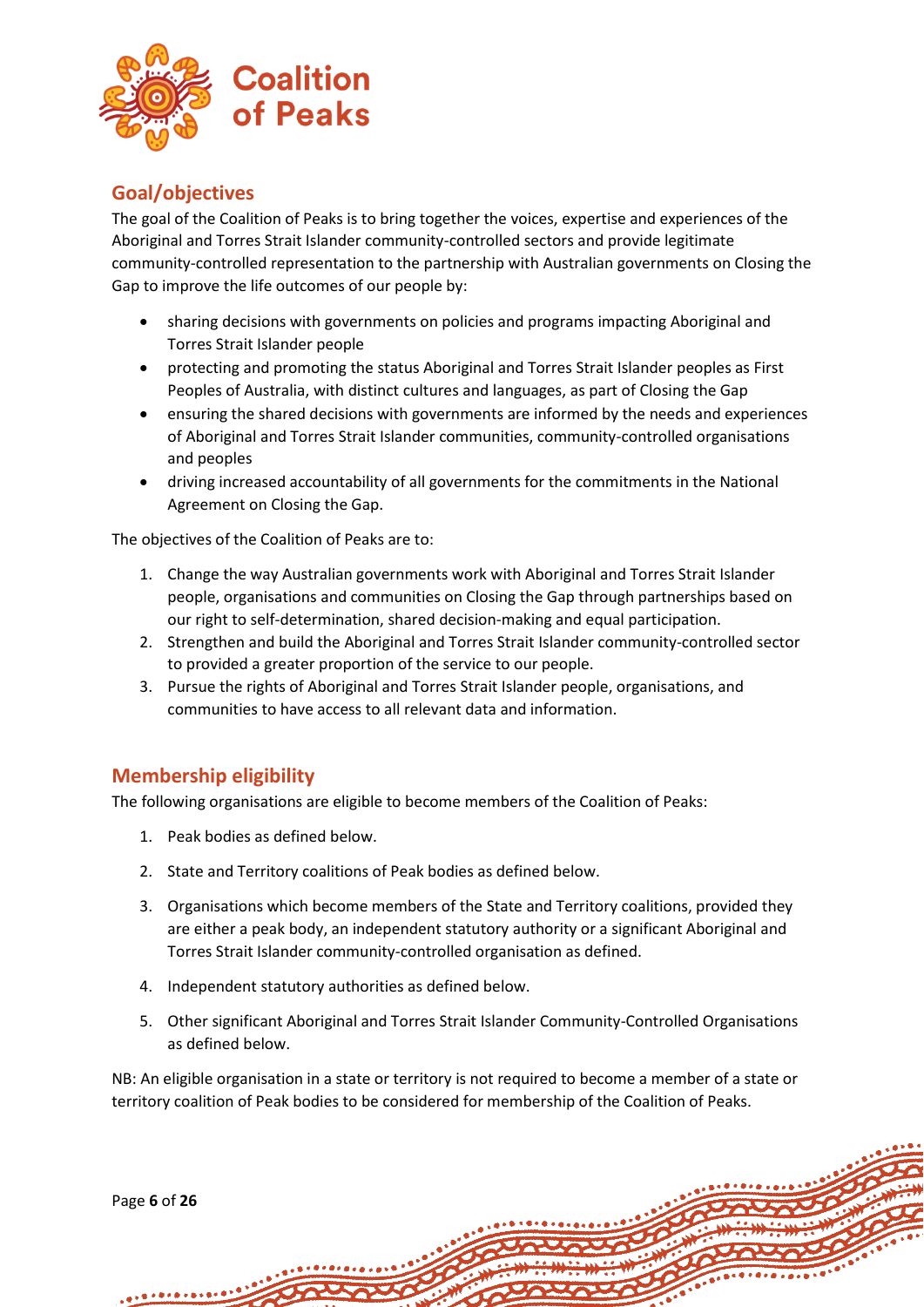## Goal/objectives

The goal of the Coalition of Peaks is to bring together the voices, expertise and experiences of the Aboriginal and Torres Strait Islander community-controlled sectors and provide legitimate community-controlled representation to the partnership with Australian governments on Closing the Gap to improve the life outcomes of our people by:

- sharing decisions with governments on policies and programs impacting Aboriginal and Torres Strait Islander people
- protecting and promoting the status Aboriginal and Torres Strait Islander peoples as First Peoples of Australia, with distinct cultures and languages, as part of Closing the Gap
- ensuring the shared decisions with governments are informed by the needs and experiences of Aboriginal and Torres Strait Islander communities, community-controlled organisations and peoples
- driving increased accountability of all governments for the commitments in the National Agreement on Closing the Gap.

The objectives of the Coalition of Peaks are to:

1. Change the way Australian governments work with Aboriginal and Torres Strait Islander people, organisations and communities on Closing the Gap through partnerships based on our right to self-determination, shared decision-making and equal participation.
2. Strengthen and build the Aboriginal and Torres Strait Islander community-controlled sector to provided a greater proportion of the service to our people.
3. Pursue the rights of Aboriginal and Torres Strait Islander people, organisations, and communities to have access to all relevant data and information.

## Membership eligibility

The following organisations are eligible to become members of the Coalition of Peaks:

1. Peak bodies as defined below.
2. State and Territory coalitions of Peak bodies as defined below.
3. Organisations which become members of the State and Territory coalitions, provided they are either a peak body, an independent statutory authority or a significant Aboriginal and Torres Strait Islander community-controlled organisation as defined.
4. Independent statutory authorities as defined below.
5. Other significant Aboriginal and Torres Strait Islander Community-Controlled Organisations as defined below.

NB: An eligible organisation in a state or territory is not required to become a member of a state or territory coalition of Peak bodies to be considered for membership of the Coalition of Peaks.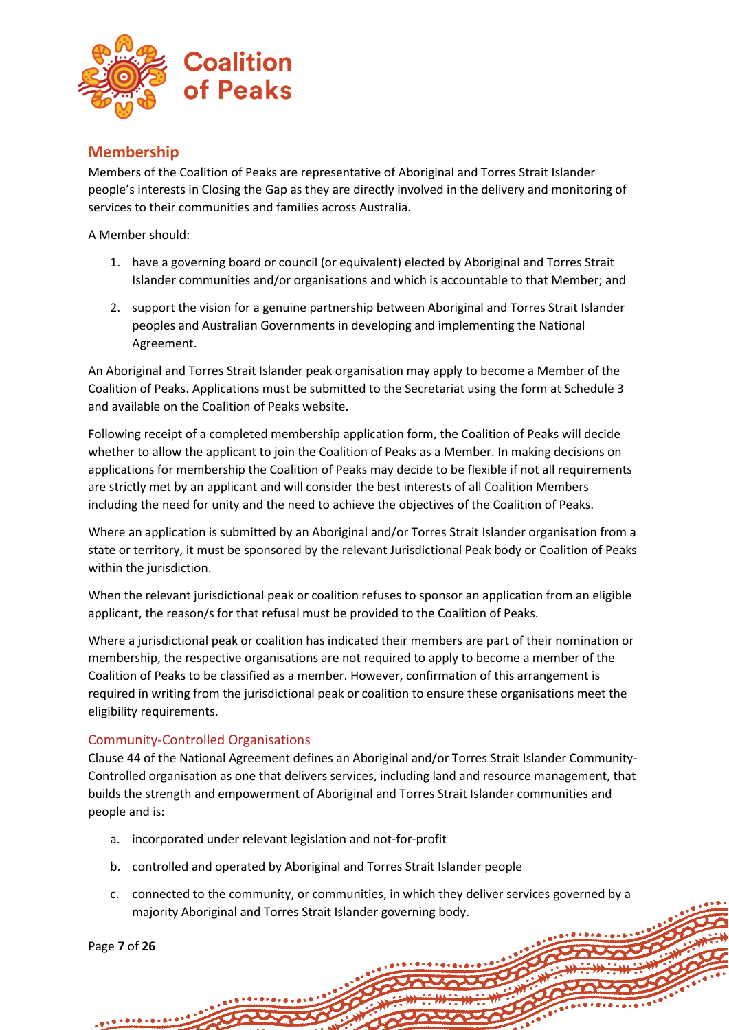## Membership

Members of the Coalition of Peaks are representative of Aboriginal and Torres Strait Islander people's interests in Closing the Gap as they are directly involved in the delivery and monitoring of services to their communities and families across Australia.

A Member should:

1. have a governing board or council (or equivalent) elected by Aboriginal and Torres Strait Islander communities and/or organisations and which is accountable to that Member; and
2. support the vision for a genuine partnership between Aboriginal and Torres Strait Islander peoples and Australian Governments in developing and implementing the National Agreement.

An Aboriginal and Torres Strait Islander peak organisation may apply to become a Member of the Coalition of Peaks. Applications must be submitted to the Secretariat using the form at Schedule 3 and available on the Coalition of Peaks website.

Following receipt of a completed membership application form, the Coalition of Peaks will decide whether to allow the applicant to join the Coalition of Peaks as a Member. In making decisions on applications for membership the Coalition of Peaks may decide to be flexible if not all requirements are strictly met by an applicant and will consider the best interests of all Coalition Members including the need for unity and the need to achieve the objectives of the Coalition of Peaks.

Where an application is submitted by an Aboriginal and/or Torres Strait Islander organisation from a state or territory, it must be sponsored by the relevant Jurisdictional Peak body or Coalition of Peaks within the jurisdiction.

When the relevant jurisdictional peak or coalition refuses to sponsor an application from an eligible applicant, the reason/s for that refusal must be provided to the Coalition of Peaks.

Where a jurisdictional peak or coalition has indicated their members are part of their nomination or membership, the respective organisations are not required to apply to become a member of the Coalition of Peaks to be classified as a member. However, confirmation of this arrangement is required in writing from the jurisdictional peak or coalition to ensure these organisations meet the eligibility requirements.

### Community-Controlled Organisations

Clause 44 of the National Agreement defines an Aboriginal and/or Torres Strait Islander Community-Controlled organisation as one that delivers services, including land and resource management, that builds the strength and empowerment of Aboriginal and Torres Strait Islander communities and people and is:

a. incorporated under relevant legislation and not-for-profit
b. controlled and operated by Aboriginal and Torres Strait Islander people
c. connected to the community, or communities, in which they deliver services governed by a majority Aboriginal and Torres Strait Islander governing body.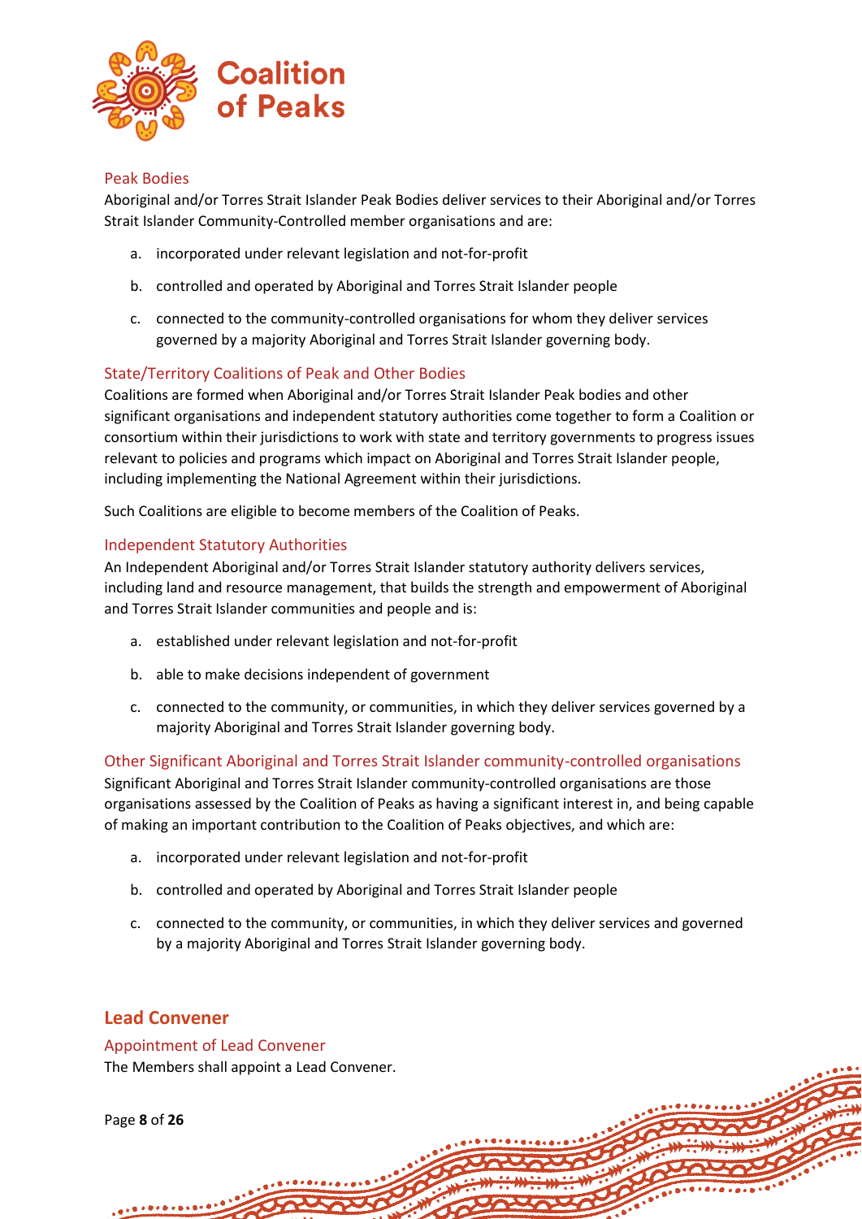### Peak Bodies

Aboriginal and/or Torres Strait Islander Peak Bodies deliver services to their Aboriginal and/or Torres Strait Islander Community-Controlled member organisations and are:

a. incorporated under relevant legislation and not-for-profit

b. controlled and operated by Aboriginal and Torres Strait Islander people

c. connected to the community-controlled organisations for whom they deliver services governed by a majority Aboriginal and Torres Strait Islander governing body.

### State/Territory Coalitions of Peak and Other Bodies

Coalitions are formed when Aboriginal and/or Torres Strait Islander Peak bodies and other significant organisations and independent statutory authorities come together to form a Coalition or consortium within their jurisdictions to work with state and territory governments to progress issues relevant to policies and programs which impact on Aboriginal and Torres Strait Islander people, including implementing the National Agreement within their jurisdictions.

Such Coalitions are eligible to become members of the Coalition of Peaks.

### Independent Statutory Authorities

An Independent Aboriginal and/or Torres Strait Islander statutory authority delivers services, including land and resource management, that builds the strength and empowerment of Aboriginal and Torres Strait Islander communities and people and is:

a. established under relevant legislation and not-for-profit

b. able to make decisions independent of government

c. connected to the community, or communities, in which they deliver services governed by a majority Aboriginal and Torres Strait Islander governing body.

### Other Significant Aboriginal and Torres Strait Islander community-controlled organisations

Significant Aboriginal and Torres Strait Islander community-controlled organisations are those organisations assessed by the Coalition of Peaks as having a significant interest in, and being capable of making an important contribution to the Coalition of Peaks objectives, and which are:

a. incorporated under relevant legislation and not-for-profit

b. controlled and operated by Aboriginal and Torres Strait Islander people

c. connected to the community, or communities, in which they deliver services and governed by a majority Aboriginal and Torres Strait Islander governing body.

## Lead Convener

### Appointment of Lead Convener

The Members shall appoint a Lead Convener.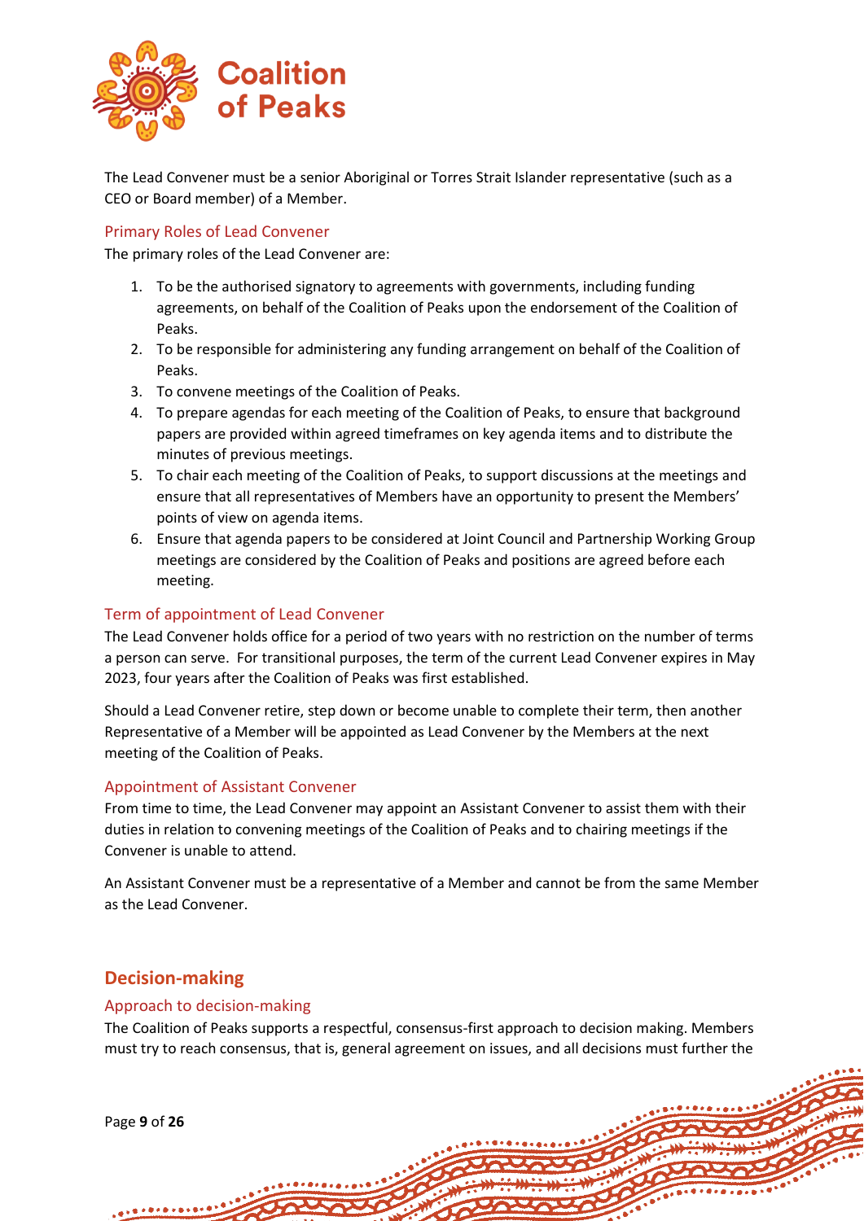The Lead Convener must be a senior Aboriginal or Torres Strait Islander representative (such as a CEO or Board member) of a Member.

### Primary Roles of Lead Convener

The primary roles of the Lead Convener are:

1. To be the authorised signatory to agreements with governments, including funding agreements, on behalf of the Coalition of Peaks upon the endorsement of the Coalition of Peaks.
2. To be responsible for administering any funding arrangement on behalf of the Coalition of Peaks.
3. To convene meetings of the Coalition of Peaks.
4. To prepare agendas for each meeting of the Coalition of Peaks, to ensure that background papers are provided within agreed timeframes on key agenda items and to distribute the minutes of previous meetings.
5. To chair each meeting of the Coalition of Peaks, to support discussions at the meetings and ensure that all representatives of Members have an opportunity to present the Members' points of view on agenda items.
6. Ensure that agenda papers to be considered at Joint Council and Partnership Working Group meetings are considered by the Coalition of Peaks and positions are agreed before each meeting.

### Term of appointment of Lead Convener

The Lead Convener holds office for a period of two years with no restriction on the number of terms a person can serve. For transitional purposes, the term of the current Lead Convener expires in May 2023, four years after the Coalition of Peaks was first established.

Should a Lead Convener retire, step down or become unable to complete their term, then another Representative of a Member will be appointed as Lead Convener by the Members at the next meeting of the Coalition of Peaks.

### Appointment of Assistant Convener

From time to time, the Lead Convener may appoint an Assistant Convener to assist them with their duties in relation to convening meetings of the Coalition of Peaks and to chairing meetings if the Convener is unable to attend.

An Assistant Convener must be a representative of a Member and cannot be from the same Member as the Lead Convener.

## Decision-making

### Approach to decision-making

The Coalition of Peaks supports a respectful, consensus-first approach to decision making. Members must try to reach consensus, that is, general agreement on issues, and all decisions must further the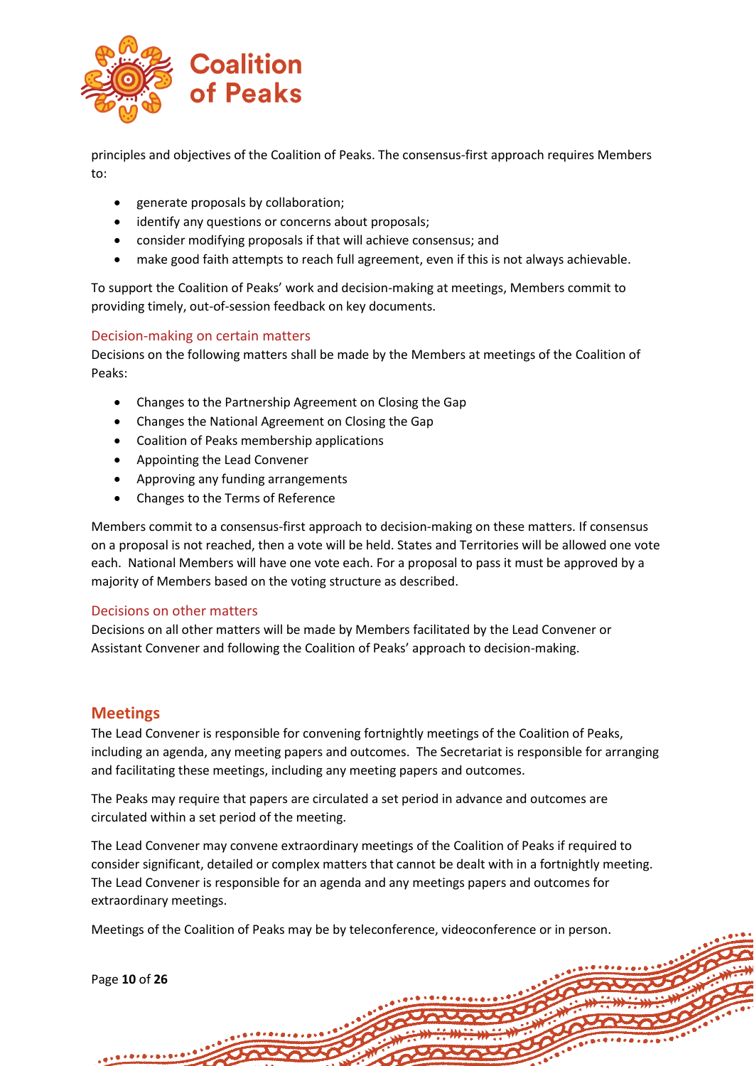principles and objectives of the Coalition of Peaks. The consensus-first approach requires Members to:

- generate proposals by collaboration;
- identify any questions or concerns about proposals;
- consider modifying proposals if that will achieve consensus; and
- make good faith attempts to reach full agreement, even if this is not always achievable.

To support the Coalition of Peaks' work and decision-making at meetings, Members commit to providing timely, out-of-session feedback on key documents.

### Decision-making on certain matters

Decisions on the following matters shall be made by the Members at meetings of the Coalition of Peaks:

- Changes to the Partnership Agreement on Closing the Gap
- Changes the National Agreement on Closing the Gap
- Coalition of Peaks membership applications
- Appointing the Lead Convener
- Approving any funding arrangements
- Changes to the Terms of Reference

Members commit to a consensus-first approach to decision-making on these matters. If consensus on a proposal is not reached, then a vote will be held. States and Territories will be allowed one vote each. National Members will have one vote each. For a proposal to pass it must be approved by a majority of Members based on the voting structure as described.

### Decisions on other matters

Decisions on all other matters will be made by Members facilitated by the Lead Convener or Assistant Convener and following the Coalition of Peaks' approach to decision-making.

## Meetings

The Lead Convener is responsible for convening fortnightly meetings of the Coalition of Peaks, including an agenda, any meeting papers and outcomes. The Secretariat is responsible for arranging and facilitating these meetings, including any meeting papers and outcomes.

The Peaks may require that papers are circulated a set period in advance and outcomes are circulated within a set period of the meeting.

The Lead Convener may convene extraordinary meetings of the Coalition of Peaks if required to consider significant, detailed or complex matters that cannot be dealt with in a fortnightly meeting. The Lead Convener is responsible for an agenda and any meetings papers and outcomes for extraordinary meetings.

Meetings of the Coalition of Peaks may be by teleconference, videoconference or in person.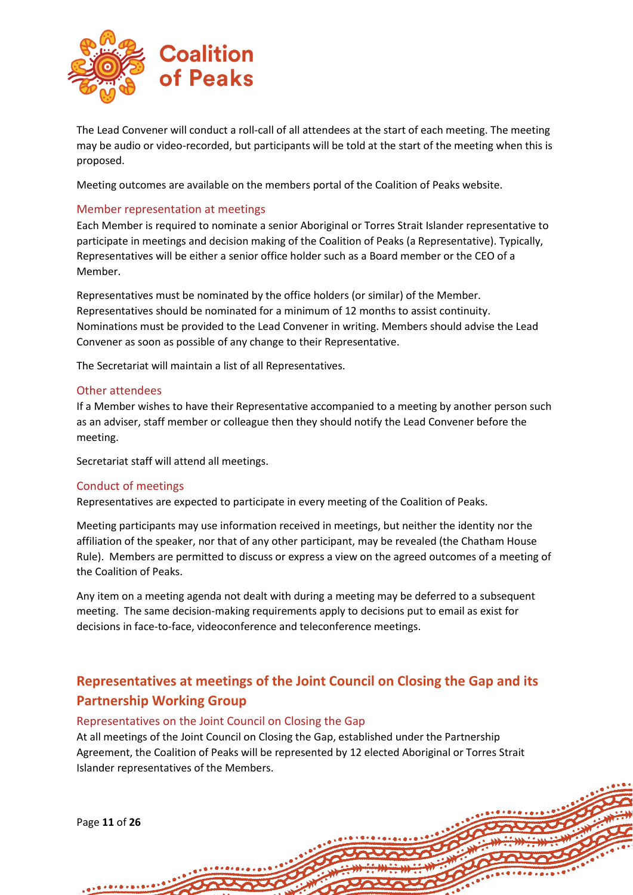The Lead Convener will conduct a roll-call of all attendees at the start of each meeting. The meeting may be audio or video-recorded, but participants will be told at the start of the meeting when this is proposed.

Meeting outcomes are available on the members portal of the Coalition of Peaks website.

### Member representation at meetings

Each Member is required to nominate a senior Aboriginal or Torres Strait Islander representative to participate in meetings and decision making of the Coalition of Peaks (a Representative). Typically, Representatives will be either a senior office holder such as a Board member or the CEO of a Member.

Representatives must be nominated by the office holders (or similar) of the Member. Representatives should be nominated for a minimum of 12 months to assist continuity. Nominations must be provided to the Lead Convener in writing. Members should advise the Lead Convener as soon as possible of any change to their Representative.

The Secretariat will maintain a list of all Representatives.

### Other attendees

If a Member wishes to have their Representative accompanied to a meeting by another person such as an adviser, staff member or colleague then they should notify the Lead Convener before the meeting.

Secretariat staff will attend all meetings.

### Conduct of meetings

Representatives are expected to participate in every meeting of the Coalition of Peaks.

Meeting participants may use information received in meetings, but neither the identity nor the affiliation of the speaker, nor that of any other participant, may be revealed (the Chatham House Rule). Members are permitted to discuss or express a view on the agreed outcomes of a meeting of the Coalition of Peaks.

Any item on a meeting agenda not dealt with during a meeting may be deferred to a subsequent meeting. The same decision-making requirements apply to decisions put to email as exist for decisions in face-to-face, videoconference and teleconference meetings.

## Representatives at meetings of the Joint Council on Closing the Gap and its Partnership Working Group

### Representatives on the Joint Council on Closing the Gap

At all meetings of the Joint Council on Closing the Gap, established under the Partnership Agreement, the Coalition of Peaks will be represented by 12 elected Aboriginal or Torres Strait Islander representatives of the Members.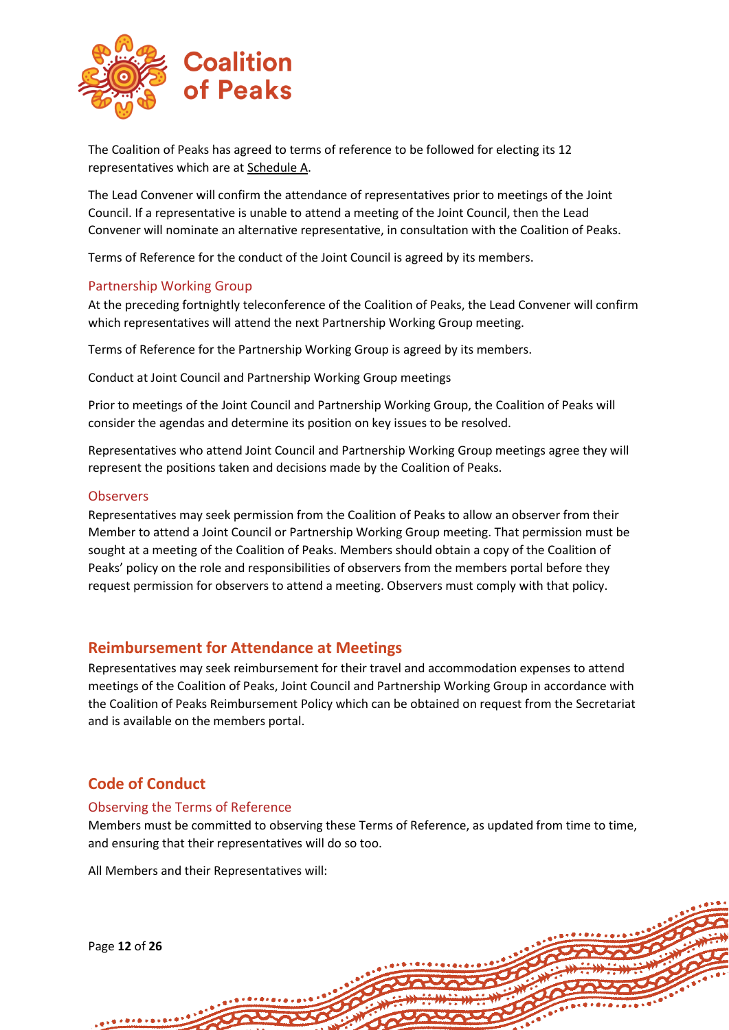The Coalition of Peaks has agreed to terms of reference to be followed for electing its 12 representatives which are at Schedule A.

The Lead Convener will confirm the attendance of representatives prior to meetings of the Joint Council. If a representative is unable to attend a meeting of the Joint Council, then the Lead Convener will nominate an alternative representative, in consultation with the Coalition of Peaks.

Terms of Reference for the conduct of the Joint Council is agreed by its members.

### Partnership Working Group

At the preceding fortnightly teleconference of the Coalition of Peaks, the Lead Convener will confirm which representatives will attend the next Partnership Working Group meeting.

Terms of Reference for the Partnership Working Group is agreed by its members.

Conduct at Joint Council and Partnership Working Group meetings

Prior to meetings of the Joint Council and Partnership Working Group, the Coalition of Peaks will consider the agendas and determine its position on key issues to be resolved.

Representatives who attend Joint Council and Partnership Working Group meetings agree they will represent the positions taken and decisions made by the Coalition of Peaks.

### Observers

Representatives may seek permission from the Coalition of Peaks to allow an observer from their Member to attend a Joint Council or Partnership Working Group meeting. That permission must be sought at a meeting of the Coalition of Peaks. Members should obtain a copy of the Coalition of Peaks' policy on the role and responsibilities of observers from the members portal before they request permission for observers to attend a meeting. Observers must comply with that policy.

## Reimbursement for Attendance at Meetings

Representatives may seek reimbursement for their travel and accommodation expenses to attend meetings of the Coalition of Peaks, Joint Council and Partnership Working Group in accordance with the Coalition of Peaks Reimbursement Policy which can be obtained on request from the Secretariat and is available on the members portal.

## Code of Conduct

### Observing the Terms of Reference

Members must be committed to observing these Terms of Reference, as updated from time to time, and ensuring that their representatives will do so too.

All Members and their Representatives will: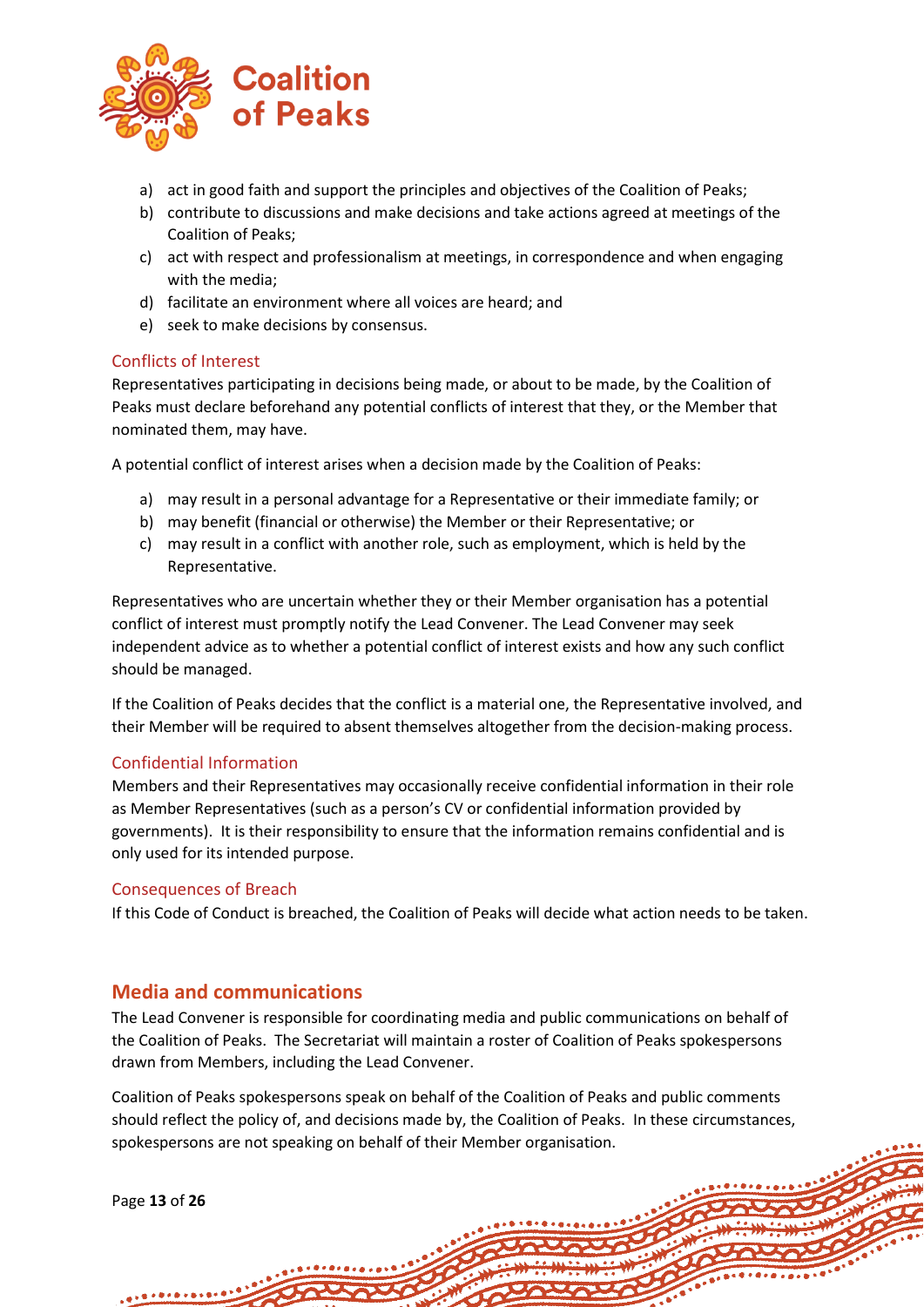a) act in good faith and support the principles and objectives of the Coalition of Peaks;
b) contribute to discussions and make decisions and take actions agreed at meetings of the Coalition of Peaks;
c) act with respect and professionalism at meetings, in correspondence and when engaging with the media;
d) facilitate an environment where all voices are heard; and
e) seek to make decisions by consensus.

### Conflicts of Interest

Representatives participating in decisions being made, or about to be made, by the Coalition of Peaks must declare beforehand any potential conflicts of interest that they, or the Member that nominated them, may have.

A potential conflict of interest arises when a decision made by the Coalition of Peaks:

a) may result in a personal advantage for a Representative or their immediate family; or
b) may benefit (financial or otherwise) the Member or their Representative; or
c) may result in a conflict with another role, such as employment, which is held by the Representative.

Representatives who are uncertain whether they or their Member organisation has a potential conflict of interest must promptly notify the Lead Convener. The Lead Convener may seek independent advice as to whether a potential conflict of interest exists and how any such conflict should be managed.

If the Coalition of Peaks decides that the conflict is a material one, the Representative involved, and their Member will be required to absent themselves altogether from the decision-making process.

### Confidential Information

Members and their Representatives may occasionally receive confidential information in their role as Member Representatives (such as a person's CV or confidential information provided by governments). It is their responsibility to ensure that the information remains confidential and is only used for its intended purpose.

### Consequences of Breach

If this Code of Conduct is breached, the Coalition of Peaks will decide what action needs to be taken.

## Media and communications

The Lead Convener is responsible for coordinating media and public communications on behalf of the Coalition of Peaks. The Secretariat will maintain a roster of Coalition of Peaks spokespersons drawn from Members, including the Lead Convener.

Coalition of Peaks spokespersons speak on behalf of the Coalition of Peaks and public comments should reflect the policy of, and decisions made by, the Coalition of Peaks. In these circumstances, spokespersons are not speaking on behalf of their Member organisation.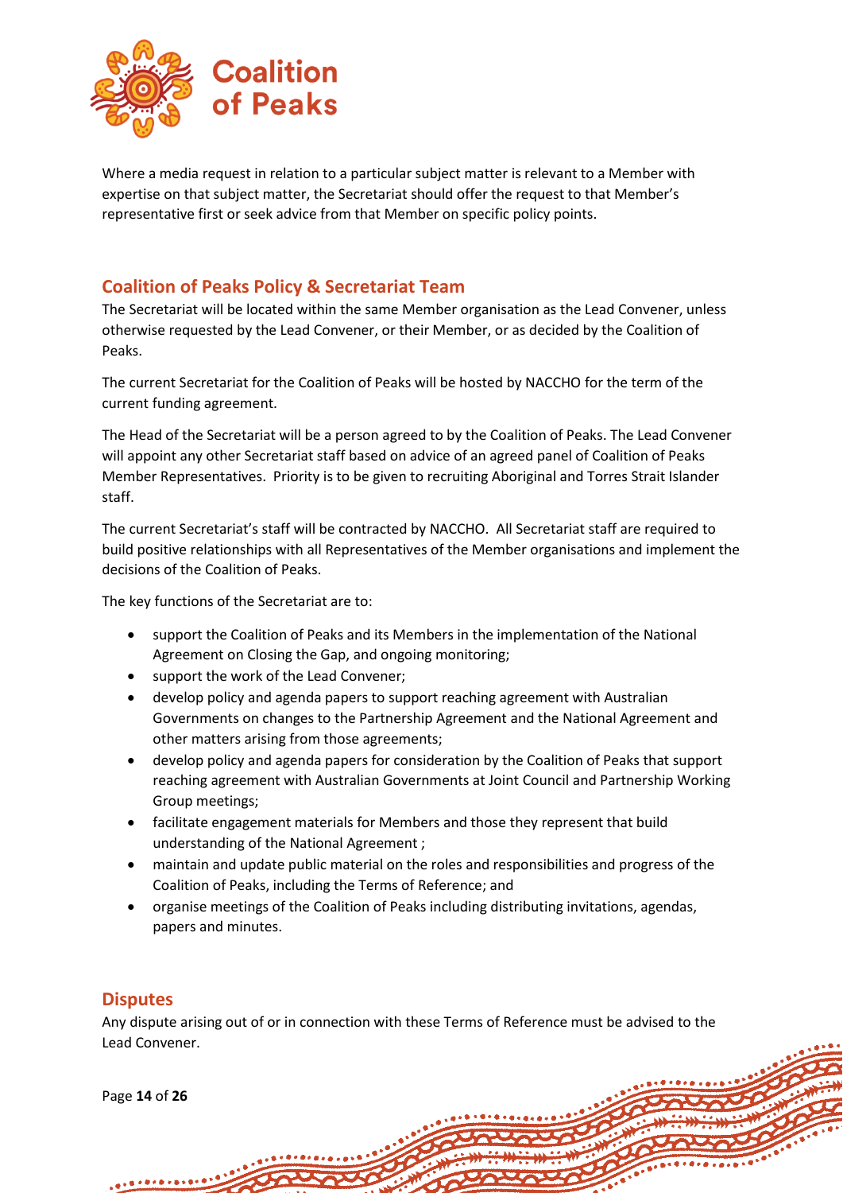Where a media request in relation to a particular subject matter is relevant to a Member with expertise on that subject matter, the Secretariat should offer the request to that Member's representative first or seek advice from that Member on specific policy points.

## Coalition of Peaks Policy & Secretariat Team

The Secretariat will be located within the same Member organisation as the Lead Convener, unless otherwise requested by the Lead Convener, or their Member, or as decided by the Coalition of Peaks.

The current Secretariat for the Coalition of Peaks will be hosted by NACCHO for the term of the current funding agreement.

The Head of the Secretariat will be a person agreed to by the Coalition of Peaks. The Lead Convener will appoint any other Secretariat staff based on advice of an agreed panel of Coalition of Peaks Member Representatives. Priority is to be given to recruiting Aboriginal and Torres Strait Islander staff.

The current Secretariat's staff will be contracted by NACCHO. All Secretariat staff are required to build positive relationships with all Representatives of the Member organisations and implement the decisions of the Coalition of Peaks.

The key functions of the Secretariat are to:

- support the Coalition of Peaks and its Members in the implementation of the National Agreement on Closing the Gap, and ongoing monitoring;
- support the work of the Lead Convener;
- develop policy and agenda papers to support reaching agreement with Australian Governments on changes to the Partnership Agreement and the National Agreement and other matters arising from those agreements;
- develop policy and agenda papers for consideration by the Coalition of Peaks that support reaching agreement with Australian Governments at Joint Council and Partnership Working Group meetings;
- facilitate engagement materials for Members and those they represent that build understanding of the National Agreement ;
- maintain and update public material on the roles and responsibilities and progress of the Coalition of Peaks, including the Terms of Reference; and
- organise meetings of the Coalition of Peaks including distributing invitations, agendas, papers and minutes.

## Disputes

Any dispute arising out of or in connection with these Terms of Reference must be advised to the Lead Convener.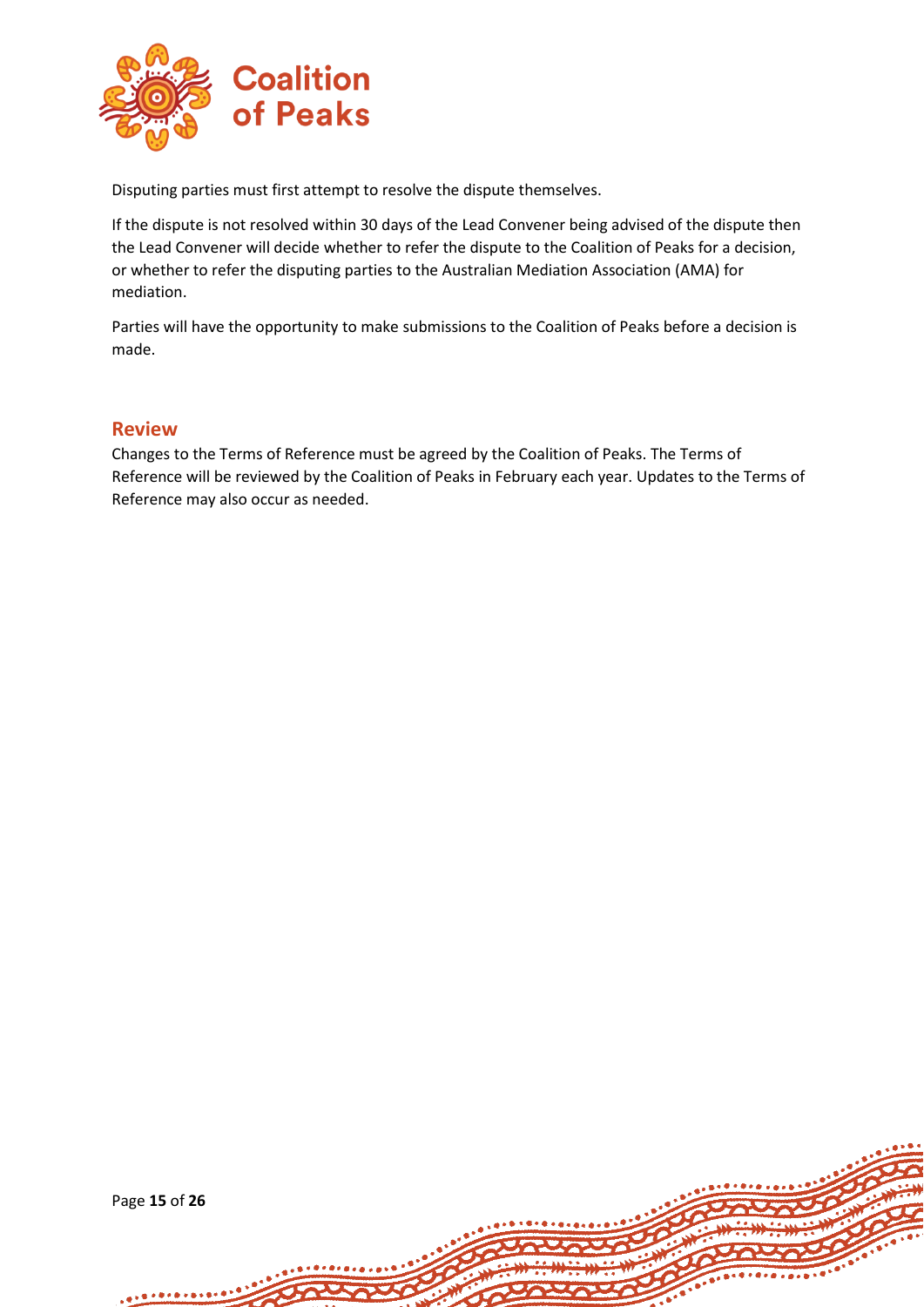Disputing parties must first attempt to resolve the dispute themselves.

If the dispute is not resolved within 30 days of the Lead Convener being advised of the dispute then the Lead Convener will decide whether to refer the dispute to the Coalition of Peaks for a decision, or whether to refer the disputing parties to the Australian Mediation Association (AMA) for mediation.

Parties will have the opportunity to make submissions to the Coalition of Peaks before a decision is made.

## Review

Changes to the Terms of Reference must be agreed by the Coalition of Peaks. The Terms of Reference will be reviewed by the Coalition of Peaks in February each year. Updates to the Terms of Reference may also occur as needed.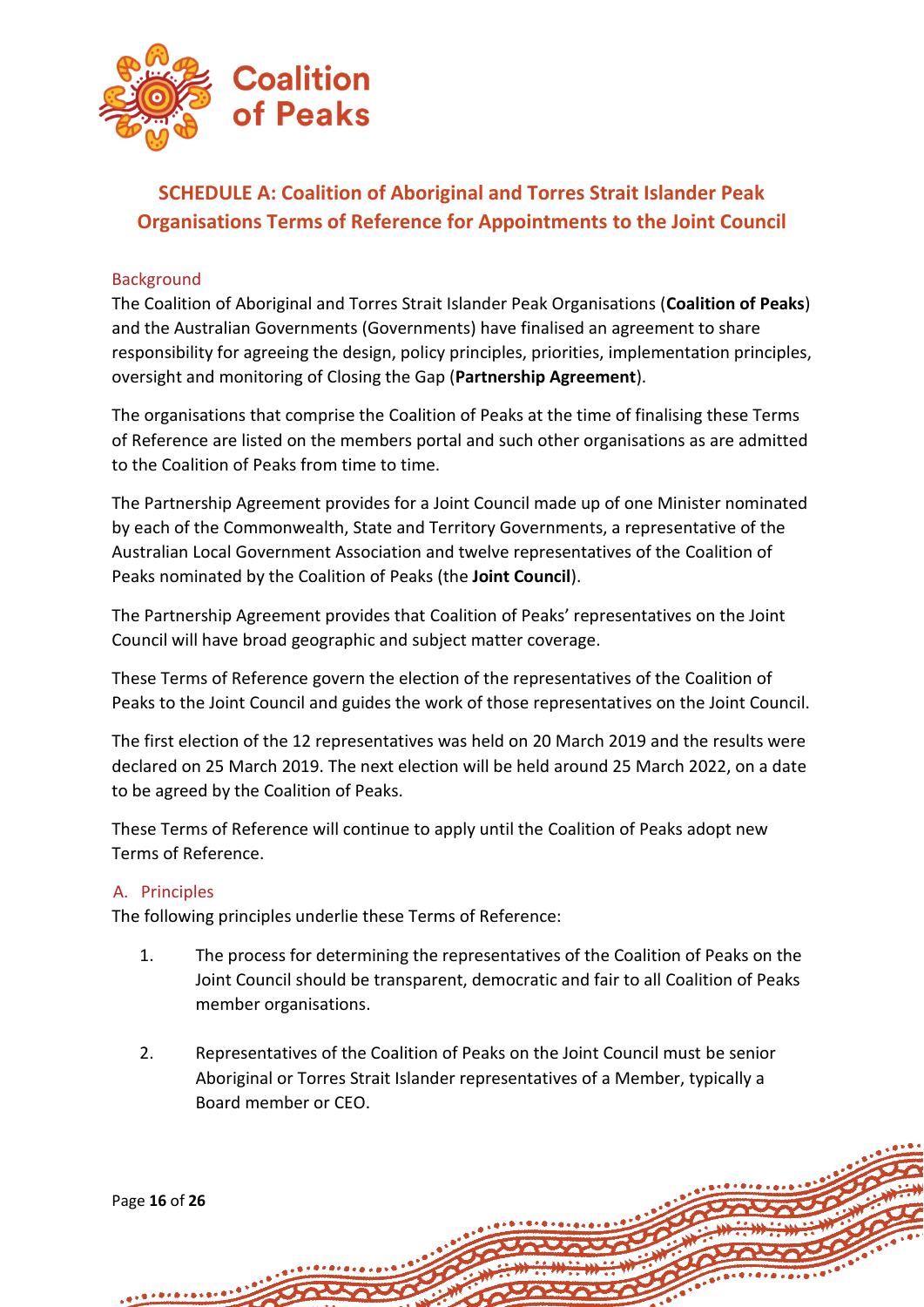# SCHEDULE A: Coalition of Aboriginal and Torres Strait Islander Peak Organisations Terms of Reference for Appointments to the Joint Council

## Background

The Coalition of Aboriginal and Torres Strait Islander Peak Organisations (**Coalition of Peaks**) and the Australian Governments (Governments) have finalised an agreement to share responsibility for agreeing the design, policy principles, priorities, implementation principles, oversight and monitoring of Closing the Gap (**Partnership Agreement**).

The organisations that comprise the Coalition of Peaks at the time of finalising these Terms of Reference are listed on the members portal and such other organisations as are admitted to the Coalition of Peaks from time to time.

The Partnership Agreement provides for a Joint Council made up of one Minister nominated by each of the Commonwealth, State and Territory Governments, a representative of the Australian Local Government Association and twelve representatives of the Coalition of Peaks nominated by the Coalition of Peaks (the **Joint Council**).

The Partnership Agreement provides that Coalition of Peaks' representatives on the Joint Council will have broad geographic and subject matter coverage.

These Terms of Reference govern the election of the representatives of the Coalition of Peaks to the Joint Council and guides the work of those representatives on the Joint Council.

The first election of the 12 representatives was held on 20 March 2019 and the results were declared on 25 March 2019. The next election will be held around 25 March 2022, on a date to be agreed by the Coalition of Peaks.

These Terms of Reference will continue to apply until the Coalition of Peaks adopt new Terms of Reference.

## A. Principles

The following principles underlie these Terms of Reference:

1. The process for determining the representatives of the Coalition of Peaks on the Joint Council should be transparent, democratic and fair to all Coalition of Peaks member organisations.

2. Representatives of the Coalition of Peaks on the Joint Council must be senior Aboriginal or Torres Strait Islander representatives of a Member, typically a Board member or CEO.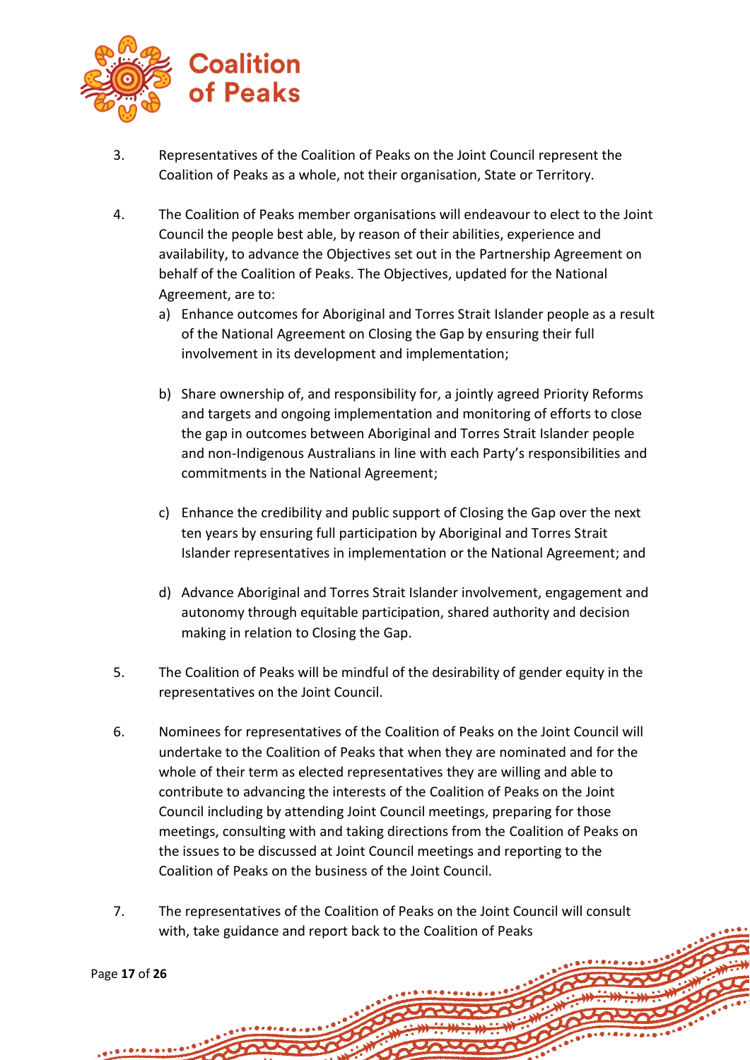3. Representatives of the Coalition of Peaks on the Joint Council represent the Coalition of Peaks as a whole, not their organisation, State or Territory.

4. The Coalition of Peaks member organisations will endeavour to elect to the Joint Council the people best able, by reason of their abilities, experience and availability, to advance the Objectives set out in the Partnership Agreement on behalf of the Coalition of Peaks. The Objectives, updated for the National Agreement, are to:
   a) Enhance outcomes for Aboriginal and Torres Strait Islander people as a result of the National Agreement on Closing the Gap by ensuring their full involvement in its development and implementation;

   b) Share ownership of, and responsibility for, a jointly agreed Priority Reforms and targets and ongoing implementation and monitoring of efforts to close the gap in outcomes between Aboriginal and Torres Strait Islander people and non-Indigenous Australians in line with each Party's responsibilities and commitments in the National Agreement;

   c) Enhance the credibility and public support of Closing the Gap over the next ten years by ensuring full participation by Aboriginal and Torres Strait Islander representatives in implementation or the National Agreement; and

   d) Advance Aboriginal and Torres Strait Islander involvement, engagement and autonomy through equitable participation, shared authority and decision making in relation to Closing the Gap.

5. The Coalition of Peaks will be mindful of the desirability of gender equity in the representatives on the Joint Council.

6. Nominees for representatives of the Coalition of Peaks on the Joint Council will undertake to the Coalition of Peaks that when they are nominated and for the whole of their term as elected representatives they are willing and able to contribute to advancing the interests of the Coalition of Peaks on the Joint Council including by attending Joint Council meetings, preparing for those meetings, consulting with and taking directions from the Coalition of Peaks on the issues to be discussed at Joint Council meetings and reporting to the Coalition of Peaks on the business of the Joint Council.

7. The representatives of the Coalition of Peaks on the Joint Council will consult with, take guidance and report back to the Coalition of Peaks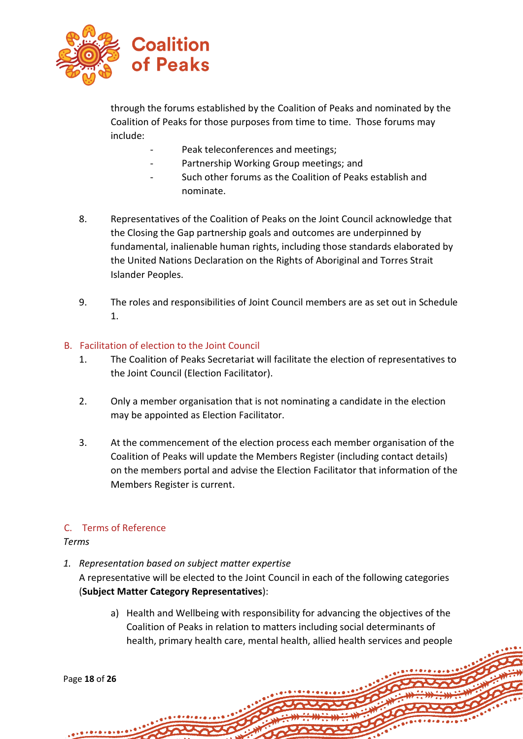through the forums established by the Coalition of Peaks and nominated by the Coalition of Peaks for those purposes from time to time. Those forums may include:

- Peak teleconferences and meetings;
- Partnership Working Group meetings; and
- Such other forums as the Coalition of Peaks establish and nominate.

8. Representatives of the Coalition of Peaks on the Joint Council acknowledge that the Closing the Gap partnership goals and outcomes are underpinned by fundamental, inalienable human rights, including those standards elaborated by the United Nations Declaration on the Rights of Aboriginal and Torres Strait Islander Peoples.

9. The roles and responsibilities of Joint Council members are as set out in Schedule 1.

## B. Facilitation of election to the Joint Council

1. The Coalition of Peaks Secretariat will facilitate the election of representatives to the Joint Council (Election Facilitator).

2. Only a member organisation that is not nominating a candidate in the election may be appointed as Election Facilitator.

3. At the commencement of the election process each member organisation of the Coalition of Peaks will update the Members Register (including contact details) on the members portal and advise the Election Facilitator that information of the Members Register is current.

## C. Terms of Reference

*Terms*

1. *Representation based on subject matter expertise*
   A representative will be elected to the Joint Council in each of the following categories (**Subject Matter Category Representatives**):

   a) Health and Wellbeing with responsibility for advancing the objectives of the Coalition of Peaks in relation to matters including social determinants of health, primary health care, mental health, allied health services and people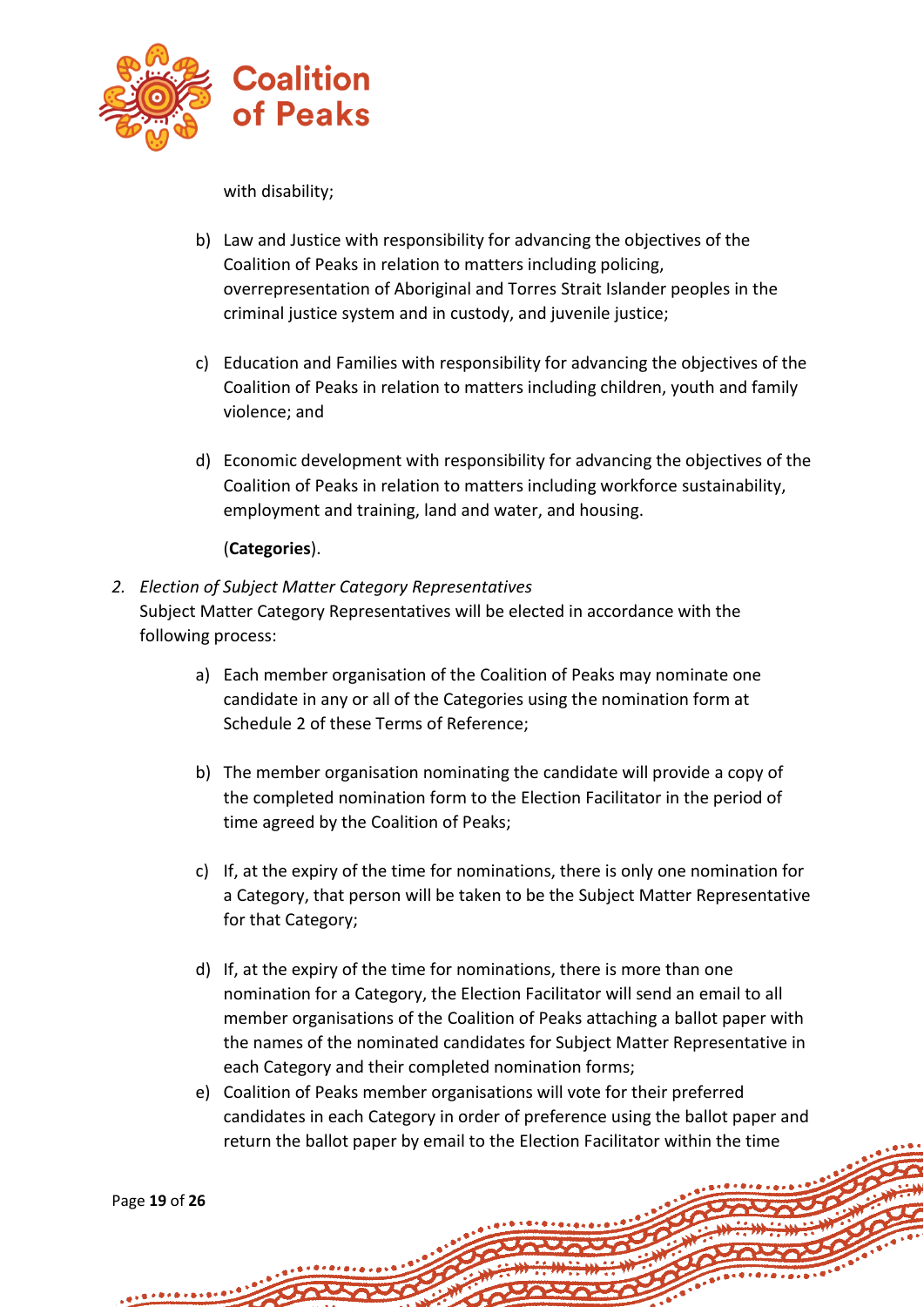with disability;

b) Law and Justice with responsibility for advancing the objectives of the Coalition of Peaks in relation to matters including policing, overrepresentation of Aboriginal and Torres Strait Islander peoples in the criminal justice system and in custody, and juvenile justice;

c) Education and Families with responsibility for advancing the objectives of the Coalition of Peaks in relation to matters including children, youth and family violence; and

d) Economic development with responsibility for advancing the objectives of the Coalition of Peaks in relation to matters including workforce sustainability, employment and training, land and water, and housing.

(**Categories**).

2. *Election of Subject Matter Category Representatives*
Subject Matter Category Representatives will be elected in accordance with the following process:

a) Each member organisation of the Coalition of Peaks may nominate one candidate in any or all of the Categories using the nomination form at Schedule 2 of these Terms of Reference;

b) The member organisation nominating the candidate will provide a copy of the completed nomination form to the Election Facilitator in the period of time agreed by the Coalition of Peaks;

c) If, at the expiry of the time for nominations, there is only one nomination for a Category, that person will be taken to be the Subject Matter Representative for that Category;

d) If, at the expiry of the time for nominations, there is more than one nomination for a Category, the Election Facilitator will send an email to all member organisations of the Coalition of Peaks attaching a ballot paper with the names of the nominated candidates for Subject Matter Representative in each Category and their completed nomination forms;

e) Coalition of Peaks member organisations will vote for their preferred candidates in each Category in order of preference using the ballot paper and return the ballot paper by email to the Election Facilitator within the time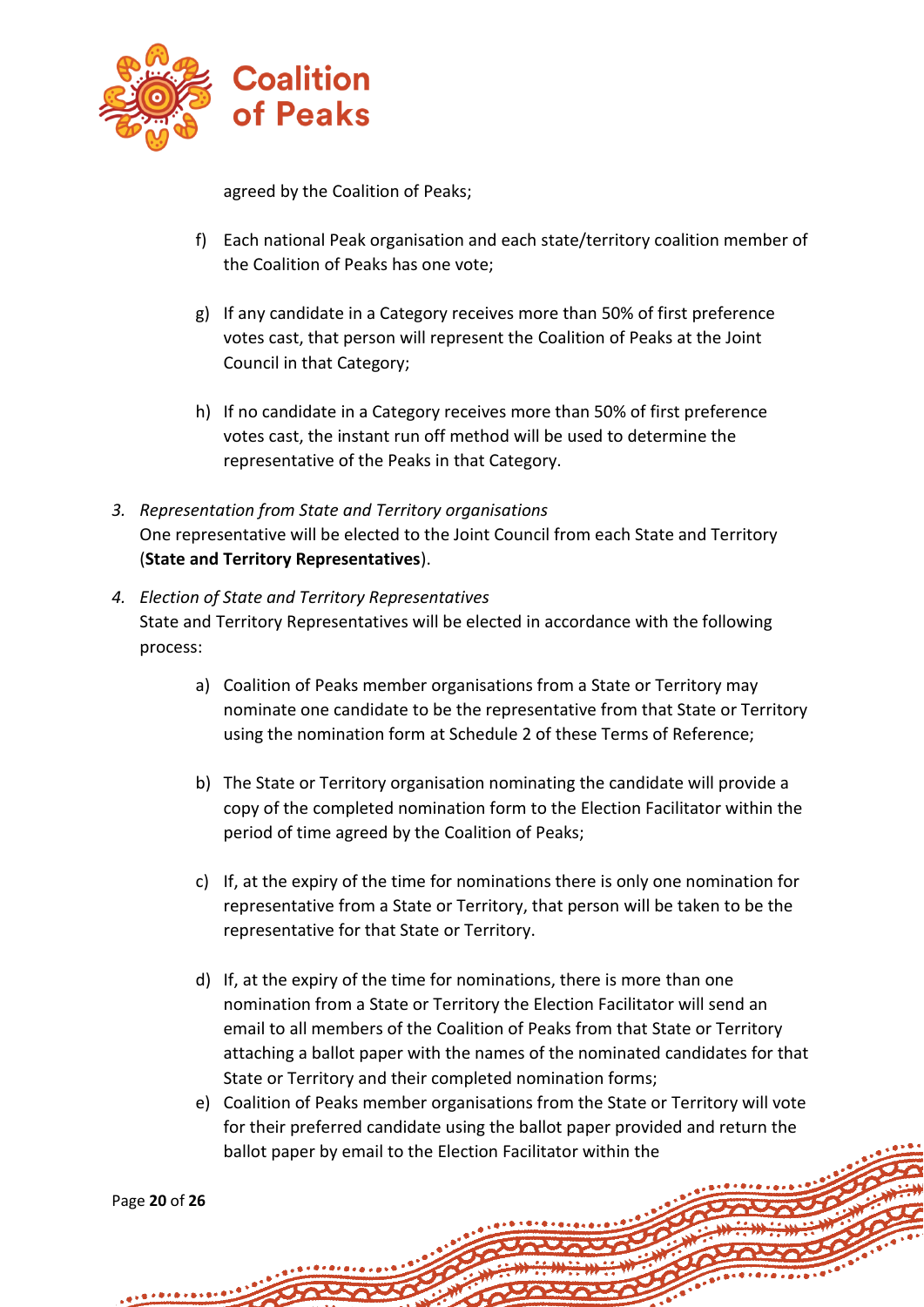agreed by the Coalition of Peaks;

f) Each national Peak organisation and each state/territory coalition member of the Coalition of Peaks has one vote;

g) If any candidate in a Category receives more than 50% of first preference votes cast, that person will represent the Coalition of Peaks at the Joint Council in that Category;

h) If no candidate in a Category receives more than 50% of first preference votes cast, the instant run off method will be used to determine the representative of the Peaks in that Category.

3. *Representation from State and Territory organisations*
   One representative will be elected to the Joint Council from each State and Territory (**State and Territory Representatives**).

4. *Election of State and Territory Representatives*
   State and Territory Representatives will be elected in accordance with the following process:

   a) Coalition of Peaks member organisations from a State or Territory may nominate one candidate to be the representative from that State or Territory using the nomination form at Schedule 2 of these Terms of Reference;

   b) The State or Territory organisation nominating the candidate will provide a copy of the completed nomination form to the Election Facilitator within the period of time agreed by the Coalition of Peaks;

   c) If, at the expiry of the time for nominations there is only one nomination for representative from a State or Territory, that person will be taken to be the representative for that State or Territory.

   d) If, at the expiry of the time for nominations, there is more than one nomination from a State or Territory the Election Facilitator will send an email to all members of the Coalition of Peaks from that State or Territory attaching a ballot paper with the names of the nominated candidates for that State or Territory and their completed nomination forms;

   e) Coalition of Peaks member organisations from the State or Territory will vote for their preferred candidate using the ballot paper provided and return the ballot paper by email to the Election Facilitator within the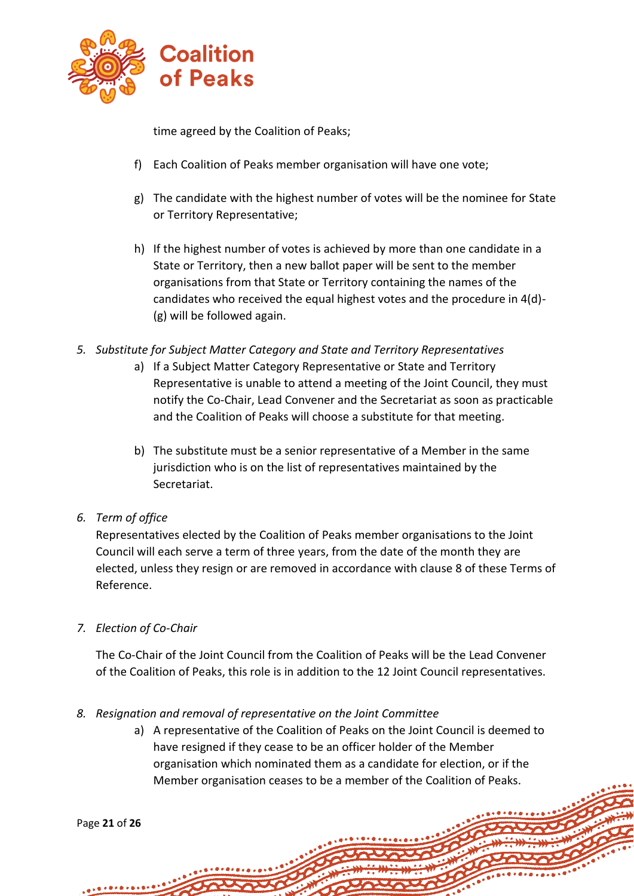time agreed by the Coalition of Peaks;

f) Each Coalition of Peaks member organisation will have one vote;

g) The candidate with the highest number of votes will be the nominee for State or Territory Representative;

h) If the highest number of votes is achieved by more than one candidate in a State or Territory, then a new ballot paper will be sent to the member organisations from that State or Territory containing the names of the candidates who received the equal highest votes and the procedure in 4(d)-(g) will be followed again.

5. *Substitute for Subject Matter Category and State and Territory Representatives*

   a) If a Subject Matter Category Representative or State and Territory Representative is unable to attend a meeting of the Joint Council, they must notify the Co-Chair, Lead Convener and the Secretariat as soon as practicable and the Coalition of Peaks will choose a substitute for that meeting.

   b) The substitute must be a senior representative of a Member in the same jurisdiction who is on the list of representatives maintained by the Secretariat.

6. *Term of office*

   Representatives elected by the Coalition of Peaks member organisations to the Joint Council will each serve a term of three years, from the date of the month they are elected, unless they resign or are removed in accordance with clause 8 of these Terms of Reference.

7. *Election of Co-Chair*

   The Co-Chair of the Joint Council from the Coalition of Peaks will be the Lead Convener of the Coalition of Peaks, this role is in addition to the 12 Joint Council representatives.

8. *Resignation and removal of representative on the Joint Committee*

   a) A representative of the Coalition of Peaks on the Joint Council is deemed to have resigned if they cease to be an officer holder of the Member organisation which nominated them as a candidate for election, or if the Member organisation ceases to be a member of the Coalition of Peaks.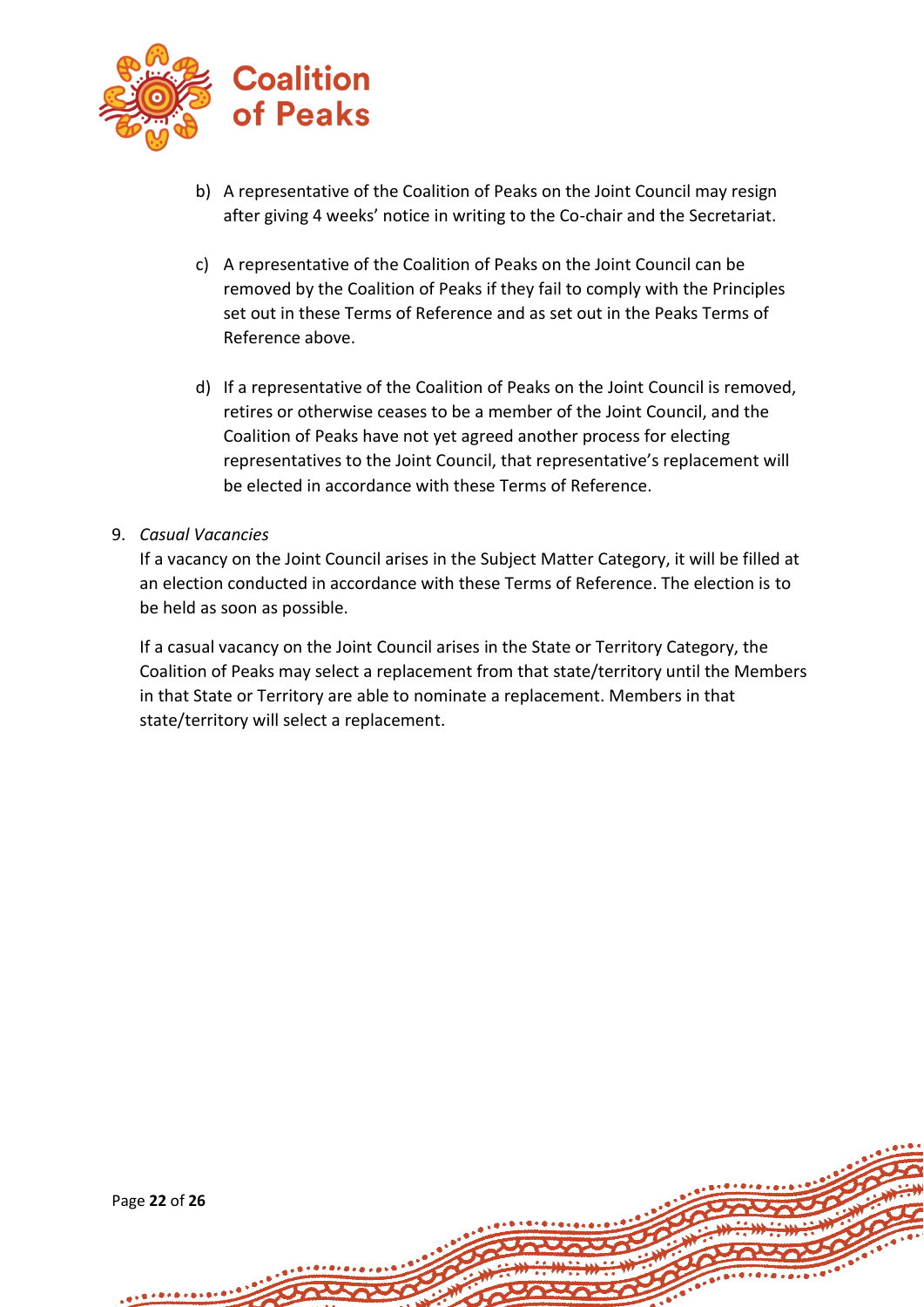b) A representative of the Coalition of Peaks on the Joint Council may resign after giving 4 weeks' notice in writing to the Co-chair and the Secretariat.

c) A representative of the Coalition of Peaks on the Joint Council can be removed by the Coalition of Peaks if they fail to comply with the Principles set out in these Terms of Reference and as set out in the Peaks Terms of Reference above.

d) If a representative of the Coalition of Peaks on the Joint Council is removed, retires or otherwise ceases to be a member of the Joint Council, and the Coalition of Peaks have not yet agreed another process for electing representatives to the Joint Council, that representative's replacement will be elected in accordance with these Terms of Reference.

9. *Casual Vacancies*

If a vacancy on the Joint Council arises in the Subject Matter Category, it will be filled at an election conducted in accordance with these Terms of Reference. The election is to be held as soon as possible.

If a casual vacancy on the Joint Council arises in the State or Territory Category, the Coalition of Peaks may select a replacement from that state/territory until the Members in that State or Territory are able to nominate a replacement. Members in that state/territory will select a replacement.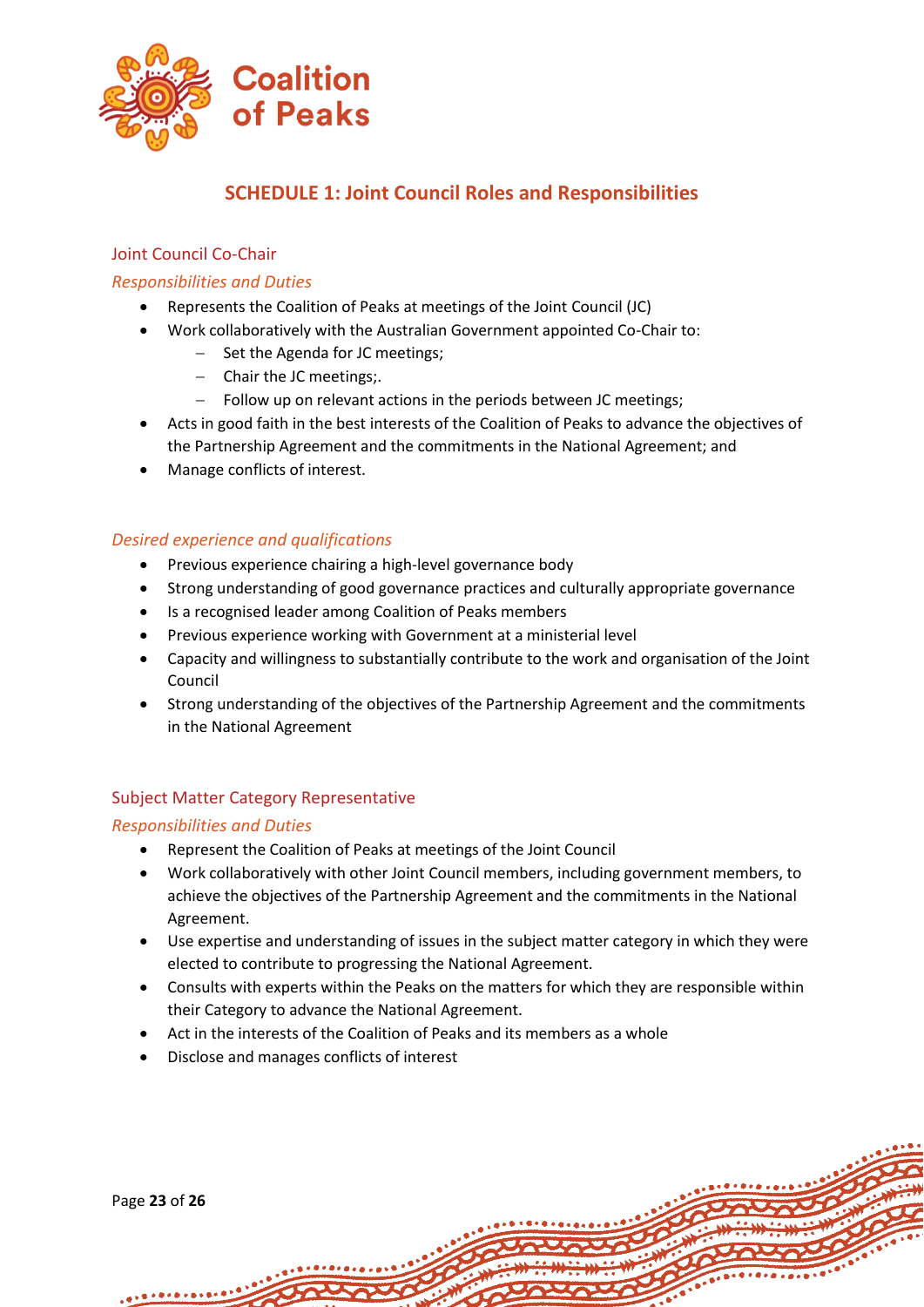## SCHEDULE 1: Joint Council Roles and Responsibilities

### Joint Council Co-Chair

#### *Responsibilities and Duties*

- Represents the Coalition of Peaks at meetings of the Joint Council (JC)
- Work collaboratively with the Australian Government appointed Co-Chair to:
  - Set the Agenda for JC meetings;
  - Chair the JC meetings;.
  - Follow up on relevant actions in the periods between JC meetings;
- Acts in good faith in the best interests of the Coalition of Peaks to advance the objectives of the Partnership Agreement and the commitments in the National Agreement; and
- Manage conflicts of interest.

#### *Desired experience and qualifications*

- Previous experience chairing a high-level governance body
- Strong understanding of good governance practices and culturally appropriate governance
- Is a recognised leader among Coalition of Peaks members
- Previous experience working with Government at a ministerial level
- Capacity and willingness to substantially contribute to the work and organisation of the Joint Council
- Strong understanding of the objectives of the Partnership Agreement and the commitments in the National Agreement

### Subject Matter Category Representative

#### *Responsibilities and Duties*

- Represent the Coalition of Peaks at meetings of the Joint Council
- Work collaboratively with other Joint Council members, including government members, to achieve the objectives of the Partnership Agreement and the commitments in the National Agreement.
- Use expertise and understanding of issues in the subject matter category in which they were elected to contribute to progressing the National Agreement.
- Consults with experts within the Peaks on the matters for which they are responsible within their Category to advance the National Agreement.
- Act in the interests of the Coalition of Peaks and its members as a whole
- Disclose and manages conflicts of interest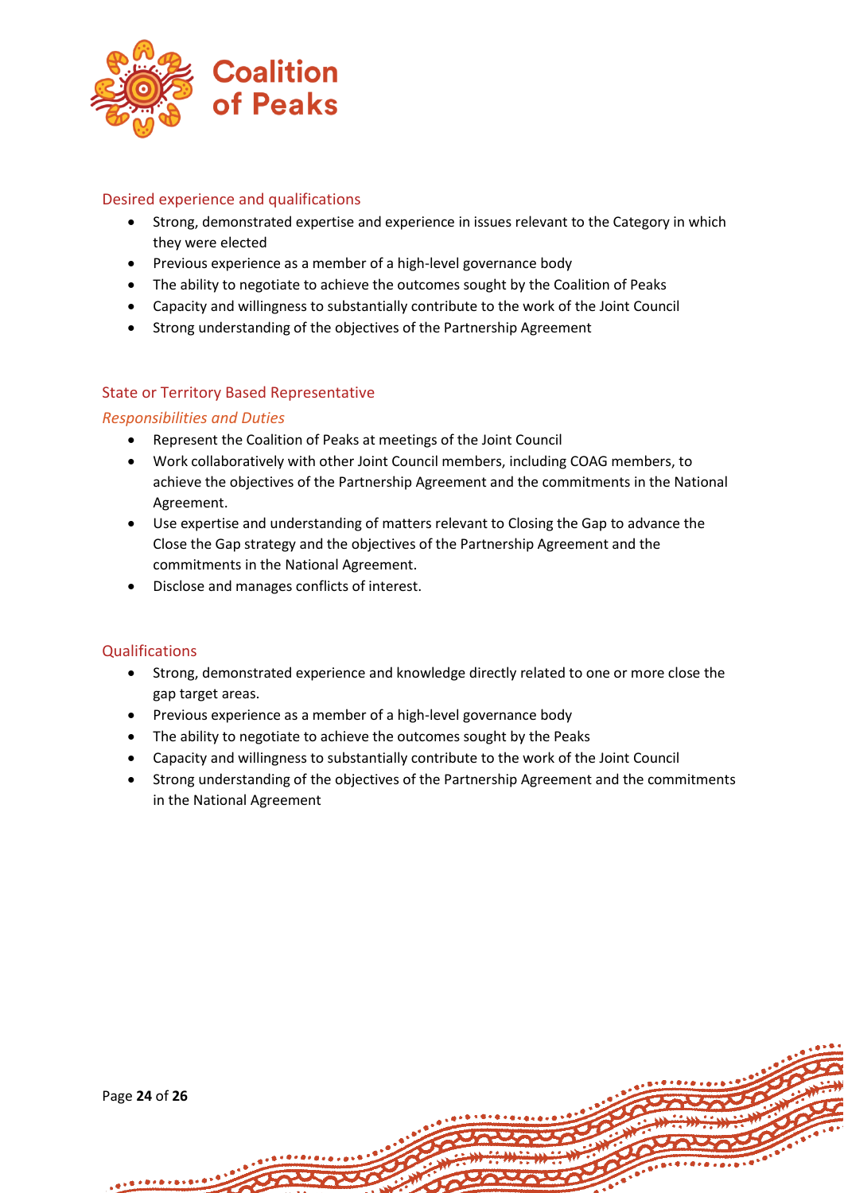## Desired experience and qualifications

- Strong, demonstrated expertise and experience in issues relevant to the Category in which they were elected
- Previous experience as a member of a high-level governance body
- The ability to negotiate to achieve the outcomes sought by the Coalition of Peaks
- Capacity and willingness to substantially contribute to the work of the Joint Council
- Strong understanding of the objectives of the Partnership Agreement

## State or Territory Based Representative

### *Responsibilities and Duties*

- Represent the Coalition of Peaks at meetings of the Joint Council
- Work collaboratively with other Joint Council members, including COAG members, to achieve the objectives of the Partnership Agreement and the commitments in the National Agreement.
- Use expertise and understanding of matters relevant to Closing the Gap to advance the Close the Gap strategy and the objectives of the Partnership Agreement and the commitments in the National Agreement.
- Disclose and manages conflicts of interest.

## Qualifications

- Strong, demonstrated experience and knowledge directly related to one or more close the gap target areas.
- Previous experience as a member of a high-level governance body
- The ability to negotiate to achieve the outcomes sought by the Peaks
- Capacity and willingness to substantially contribute to the work of the Joint Council
- Strong understanding of the objectives of the Partnership Agreement and the commitments in the National Agreement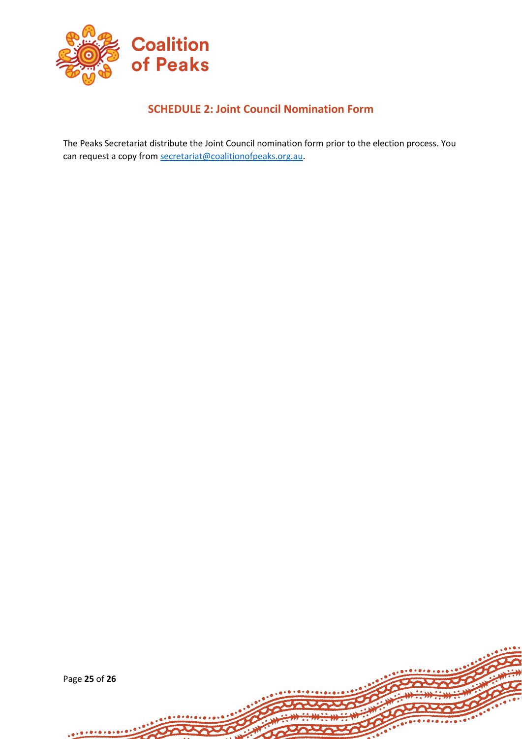## SCHEDULE 2: Joint Council Nomination Form

The Peaks Secretariat distribute the Joint Council nomination form prior to the election process. You can request a copy from secretariat@coalitionofpeaks.org.au.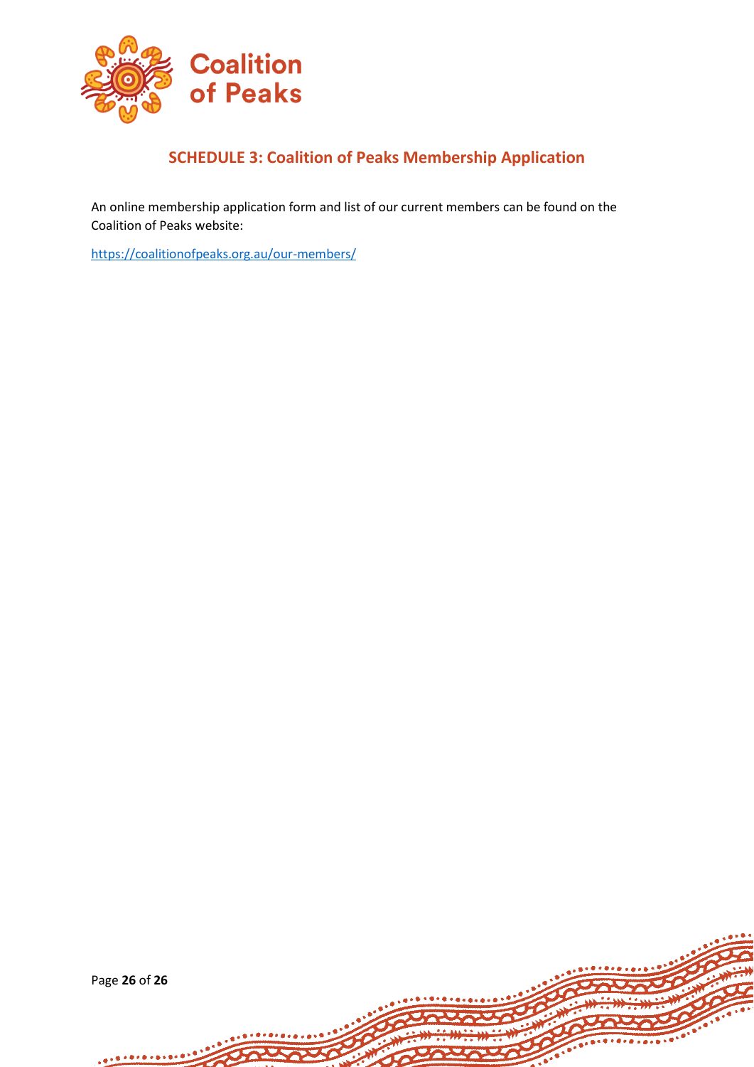## SCHEDULE 3: Coalition of Peaks Membership Application

An online membership application form and list of our current members can be found on the Coalition of Peaks website:

https://coalitionofpeaks.org.au/our-members/